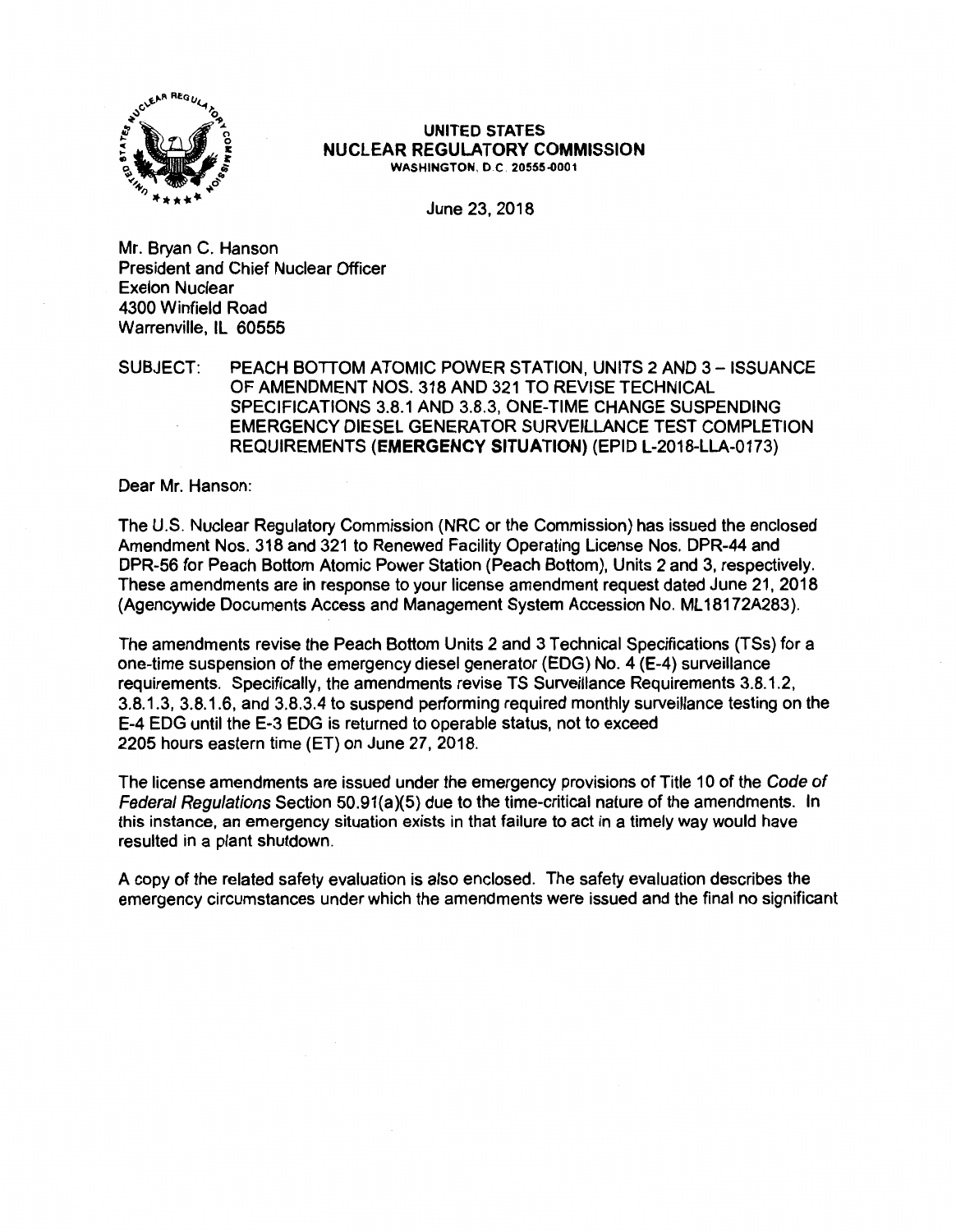**UNITED STATES**
**NUCLEAR REGULATORY COMMISSION**
WASHINGTON, D.C. 20555-0001

June 23, 2018

Mr. Bryan C. Hanson
President and Chief Nuclear Officer
Exelon Nuclear
4300 Winfield Road
Warrenville, IL 60555

SUBJECT: PEACH BOTTOM ATOMIC POWER STATION, UNITS 2 AND 3 – ISSUANCE OF AMENDMENT NOS. 318 AND 321 TO REVISE TECHNICAL SPECIFICATIONS 3.8.1 AND 3.8.3, ONE-TIME CHANGE SUSPENDING EMERGENCY DIESEL GENERATOR SURVEILLANCE TEST COMPLETION REQUIREMENTS (**EMERGENCY SITUATION**) (EPID L-2018-LLA-0173)

Dear Mr. Hanson:

The U.S. Nuclear Regulatory Commission (NRC or the Commission) has issued the enclosed Amendment Nos. 318 and 321 to Renewed Facility Operating License Nos. DPR-44 and DPR-56 for Peach Bottom Atomic Power Station (Peach Bottom), Units 2 and 3, respectively. These amendments are in response to your license amendment request dated June 21, 2018 (Agencywide Documents Access and Management System Accession No. ML18172A283).

The amendments revise the Peach Bottom Units 2 and 3 Technical Specifications (TSs) for a one-time suspension of the emergency diesel generator (EDG) No. 4 (E-4) surveillance requirements. Specifically, the amendments revise TS Surveillance Requirements 3.8.1.2, 3.8.1.3, 3.8.1.6, and 3.8.3.4 to suspend performing required monthly surveillance testing on the E-4 EDG until the E-3 EDG is returned to operable status, not to exceed 2205 hours eastern time (ET) on June 27, 2018.

The license amendments are issued under the emergency provisions of Title 10 of the *Code of Federal Regulations* Section 50.91(a)(5) due to the time-critical nature of the amendments. In this instance, an emergency situation exists in that failure to act in a timely way would have resulted in a plant shutdown.

A copy of the related safety evaluation is also enclosed. The safety evaluation describes the emergency circumstances under which the amendments were issued and the final no significant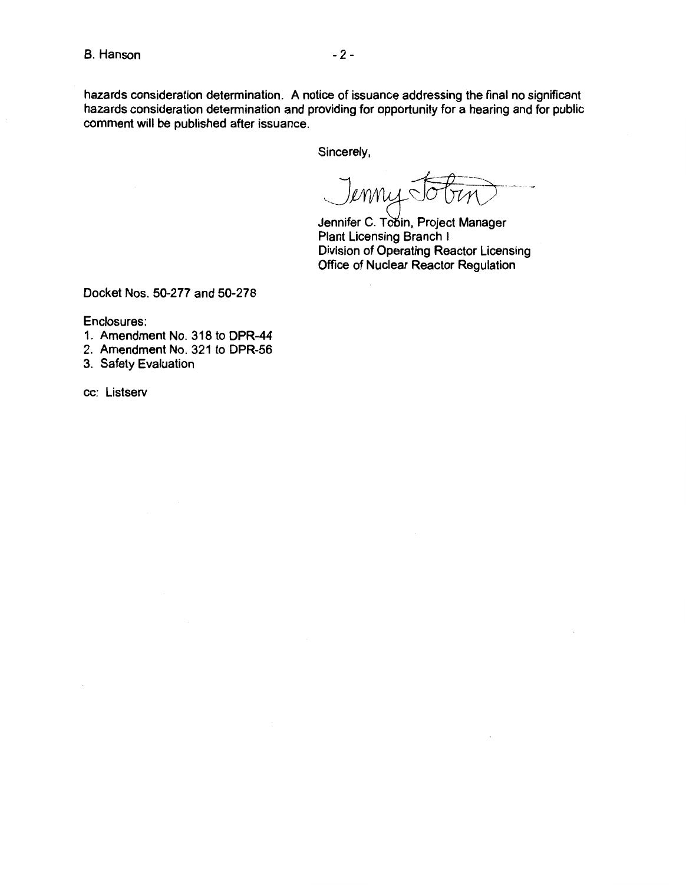hazards consideration determination. A notice of issuance addressing the final no significant hazards consideration determination and providing for opportunity for a hearing and for public comment will be published after issuance.

Sincerely,

Jenny Tobin

Jennifer C. Tobin, Project Manager
Plant Licensing Branch I
Division of Operating Reactor Licensing
Office of Nuclear Reactor Regulation

Docket Nos. 50-277 and 50-278

Enclosures:

1. Amendment No. 318 to DPR-44
2. Amendment No. 321 to DPR-56
3. Safety Evaluation

cc: Listserv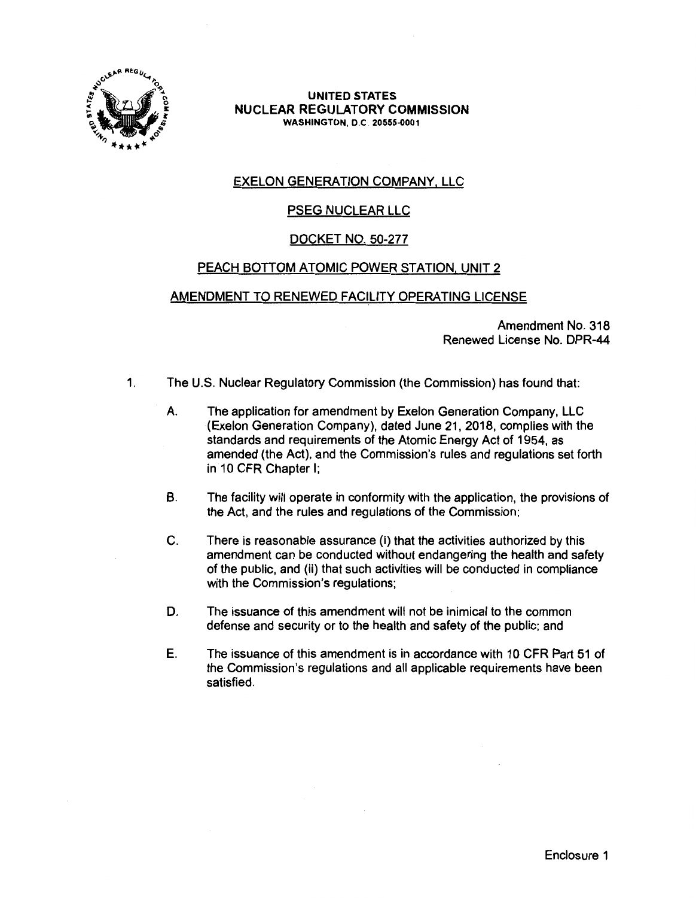UNITED STATES
NUCLEAR REGULATORY COMMISSION
WASHINGTON, D.C. 20555-0001

EXELON GENERATION COMPANY, LLC

PSEG NUCLEAR LLC

DOCKET NO. 50-277

PEACH BOTTOM ATOMIC POWER STATION, UNIT 2

AMENDMENT TO RENEWED FACILITY OPERATING LICENSE

Amendment No. 318
Renewed License No. DPR-44

1. The U.S. Nuclear Regulatory Commission (the Commission) has found that:

   A. The application for amendment by Exelon Generation Company, LLC (Exelon Generation Company), dated June 21, 2018, complies with the standards and requirements of the Atomic Energy Act of 1954, as amended (the Act), and the Commission's rules and regulations set forth in 10 CFR Chapter I;

   B. The facility will operate in conformity with the application, the provisions of the Act, and the rules and regulations of the Commission;

   C. There is reasonable assurance (i) that the activities authorized by this amendment can be conducted without endangering the health and safety of the public, and (ii) that such activities will be conducted in compliance with the Commission's regulations;

   D. The issuance of this amendment will not be inimical to the common defense and security or to the health and safety of the public; and

   E. The issuance of this amendment is in accordance with 10 CFR Part 51 of the Commission's regulations and all applicable requirements have been satisfied.

Enclosure 1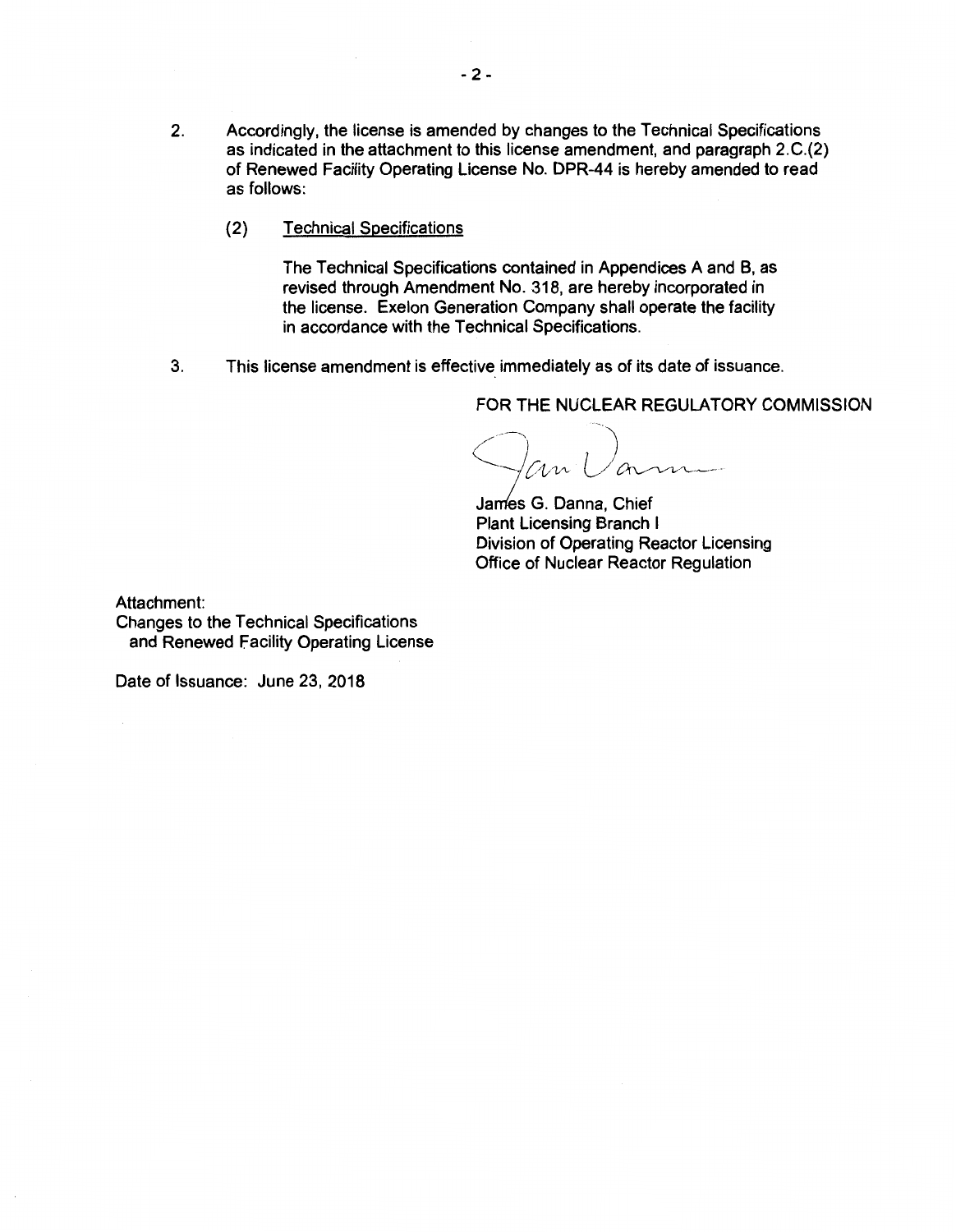2. Accordingly, the license is amended by changes to the Technical Specifications as indicated in the attachment to this license amendment, and paragraph 2.C.(2) of Renewed Facility Operating License No. DPR-44 is hereby amended to read as follows:

   (2) Technical Specifications

   The Technical Specifications contained in Appendices A and B, as revised through Amendment No. 318, are hereby incorporated in the license. Exelon Generation Company shall operate the facility in accordance with the Technical Specifications.

3. This license amendment is effective immediately as of its date of issuance.

FOR THE NUCLEAR REGULATORY COMMISSION

James G. Danna, Chief
Plant Licensing Branch I
Division of Operating Reactor Licensing
Office of Nuclear Reactor Regulation

Attachment:
Changes to the Technical Specifications and Renewed Facility Operating License

Date of Issuance: June 23, 2018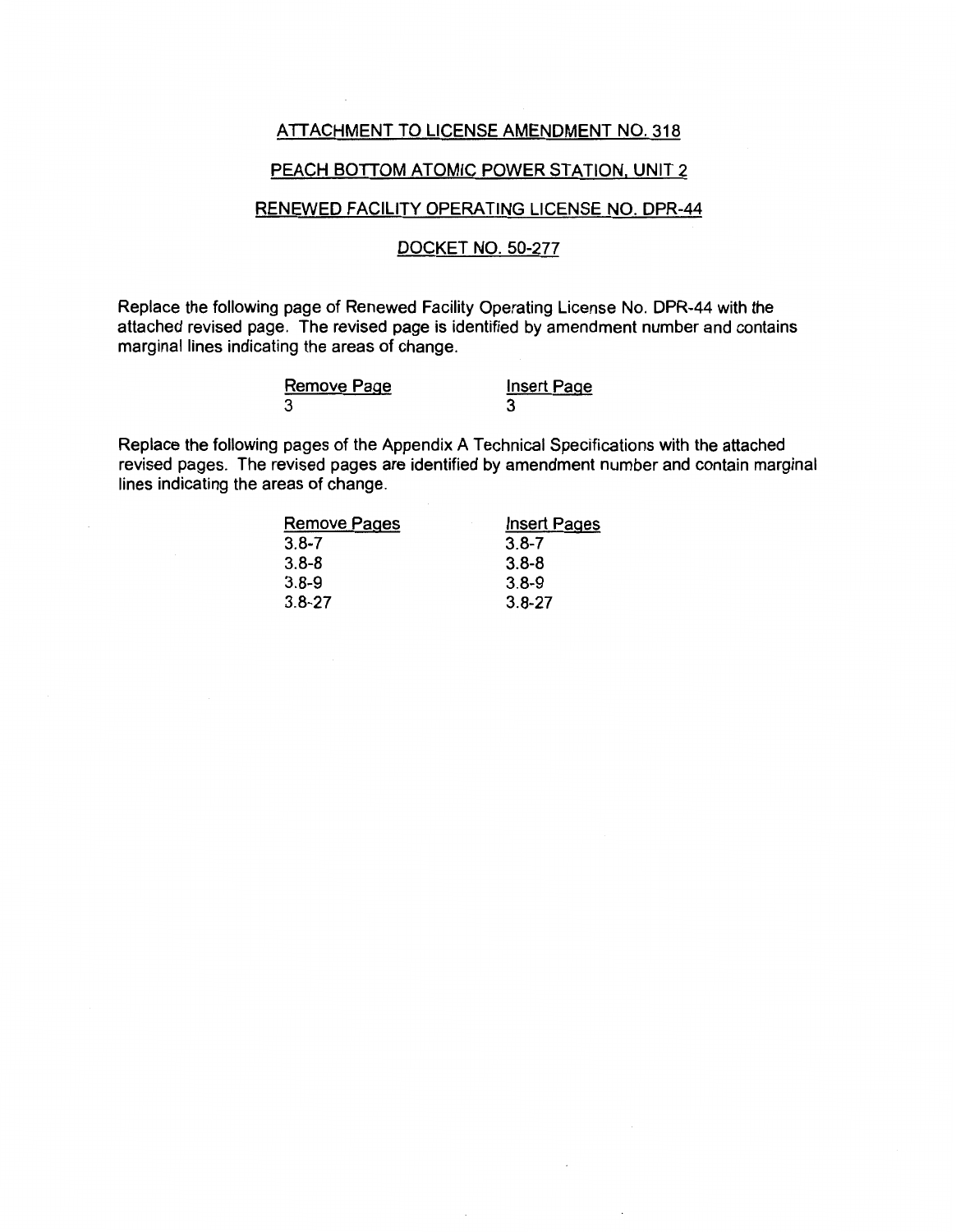ATTACHMENT TO LICENSE AMENDMENT NO. 318

PEACH BOTTOM ATOMIC POWER STATION, UNIT 2

RENEWED FACILITY OPERATING LICENSE NO. DPR-44

DOCKET NO. 50-277

Replace the following page of Renewed Facility Operating License No. DPR-44 with the attached revised page. The revised page is identified by amendment number and contains marginal lines indicating the areas of change.

| Remove Page | Insert Page |
|---|---|
| 3 | 3 |

Replace the following pages of the Appendix A Technical Specifications with the attached revised pages. The revised pages are identified by amendment number and contain marginal lines indicating the areas of change.

| Remove Pages | Insert Pages |
|---|---|
| 3.8-7 | 3.8-7 |
| 3.8-8 | 3.8-8 |
| 3.8-9 | 3.8-9 |
| 3.8-27 | 3.8-27 |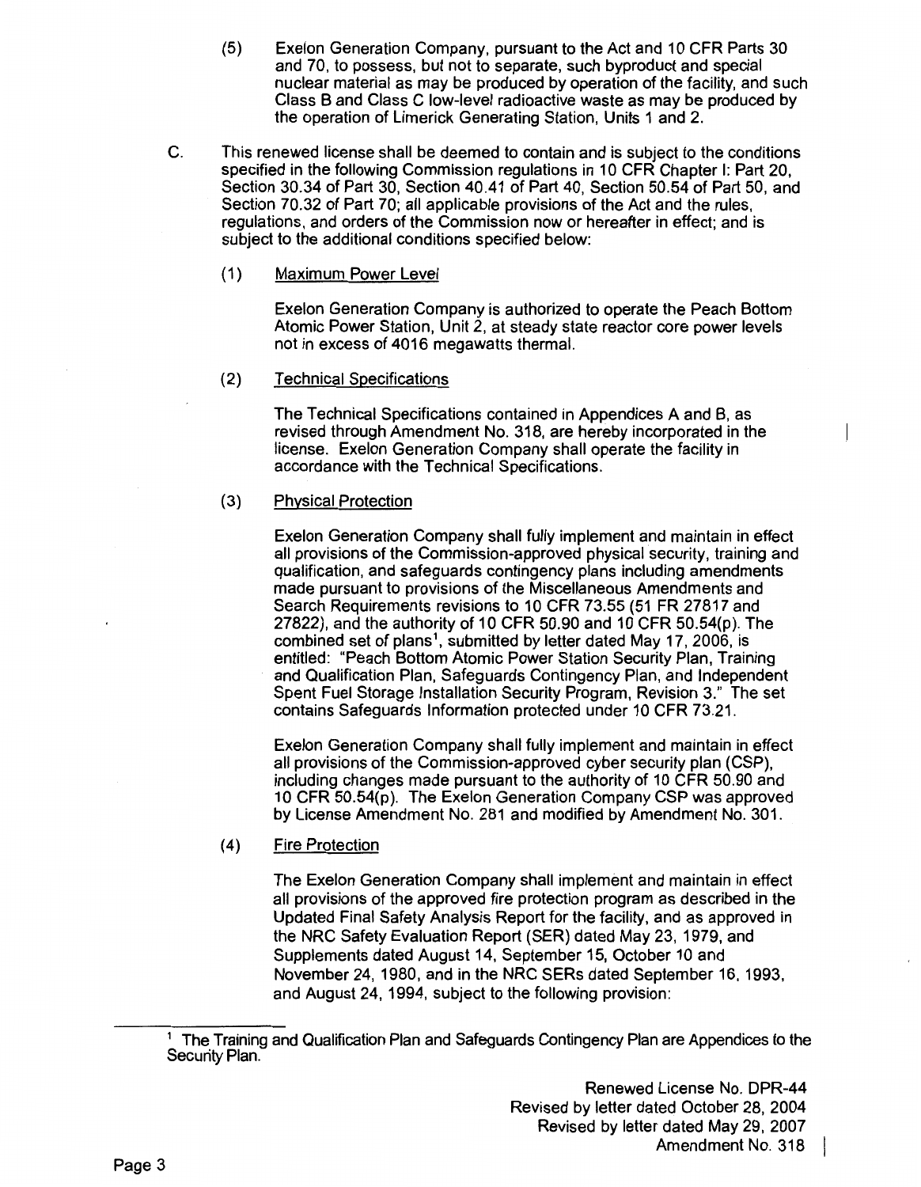(5) Exelon Generation Company, pursuant to the Act and 10 CFR Parts 30 and 70, to possess, but not to separate, such byproduct and special nuclear material as may be produced by operation of the facility, and such Class B and Class C low-level radioactive waste as may be produced by the operation of Limerick Generating Station, Units 1 and 2.

C. This renewed license shall be deemed to contain and is subject to the conditions specified in the following Commission regulations in 10 CFR Chapter I: Part 20, Section 30.34 of Part 30, Section 40.41 of Part 40, Section 50.54 of Part 50, and Section 70.32 of Part 70; all applicable provisions of the Act and the rules, regulations, and orders of the Commission now or hereafter in effect; and is subject to the additional conditions specified below:

(1) Maximum Power Level

Exelon Generation Company is authorized to operate the Peach Bottom Atomic Power Station, Unit 2, at steady state reactor core power levels not in excess of 4016 megawatts thermal.

(2) Technical Specifications

The Technical Specifications contained in Appendices A and B, as revised through Amendment No. 318, are hereby incorporated in the license. Exelon Generation Company shall operate the facility in accordance with the Technical Specifications.

(3) Physical Protection

Exelon Generation Company shall fully implement and maintain in effect all provisions of the Commission-approved physical security, training and qualification, and safeguards contingency plans including amendments made pursuant to provisions of the Miscellaneous Amendments and Search Requirements revisions to 10 CFR 73.55 (51 FR 27817 and 27822), and the authority of 10 CFR 50.90 and 10 CFR 50.54(p). The combined set of plans[1], submitted by letter dated May 17, 2006, is entitled: "Peach Bottom Atomic Power Station Security Plan, Training and Qualification Plan, Safeguards Contingency Plan, and Independent Spent Fuel Storage Installation Security Program, Revision 3." The set contains Safeguards Information protected under 10 CFR 73.21.

Exelon Generation Company shall fully implement and maintain in effect all provisions of the Commission-approved cyber security plan (CSP), including changes made pursuant to the authority of 10 CFR 50.90 and 10 CFR 50.54(p). The Exelon Generation Company CSP was approved by License Amendment No. 281 and modified by Amendment No. 301.

(4) Fire Protection

The Exelon Generation Company shall implement and maintain in effect all provisions of the approved fire protection program as described in the Updated Final Safety Analysis Report for the facility, and as approved in the NRC Safety Evaluation Report (SER) dated May 23, 1979, and Supplements dated August 14, September 15, October 10 and November 24, 1980, and in the NRC SERs dated September 16, 1993, and August 24, 1994, subject to the following provision:

[1] The Training and Qualification Plan and Safeguards Contingency Plan are Appendices to the Security Plan.

Renewed License No. DPR-44
Revised by letter dated October 28, 2004
Revised by letter dated May 29, 2007
Amendment No. 318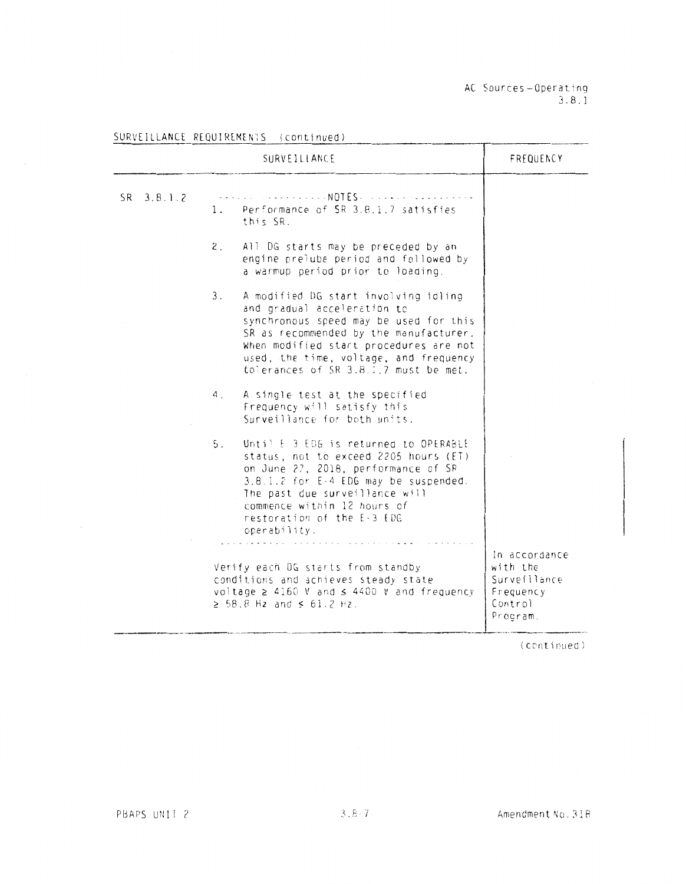SURVEILLANCE REQUIREMENTS (continued)

| SURVEILLANCE | | FREQUENCY |
|---|---|---|
| SR 3.8.1.2 | -------------------NOTES-------------------<br>1. Performance of SR 3.8.1.7 satisfies this SR.<br><br>2. All DG starts may be preceded by an engine prelube period and followed by a warmup period prior to loading.<br><br>3. A modified DG start involving idling and gradual acceleration to synchronous speed may be used for this SR as recommended by the manufacturer. When modified start procedures are not used, the time, voltage, and frequency tolerances of SR 3.8.1.7 must be met.<br><br>4. A single test at the specified Frequency will satisfy this Surveillance for both units.<br><br>5. Until E-3 EDG is returned to OPERABLE status, not to exceed 2205 hours (ET) on June 27, 2018, performance of SR 3.8.1.2 for E-4 EDG may be suspended. The past due surveillance will commence within 12 hours of restoration of the E-3 EDG operability.<br>-------------------------------------------------<br><br>Verify each DG starts from standby conditions and achieves steady state voltage ≥ 4160 V and ≤ 4400 V and frequency ≥ 58.8 Hz and ≤ 61.2 Hz. | In accordance with the Surveillance Frequency Control Program. |

(continued)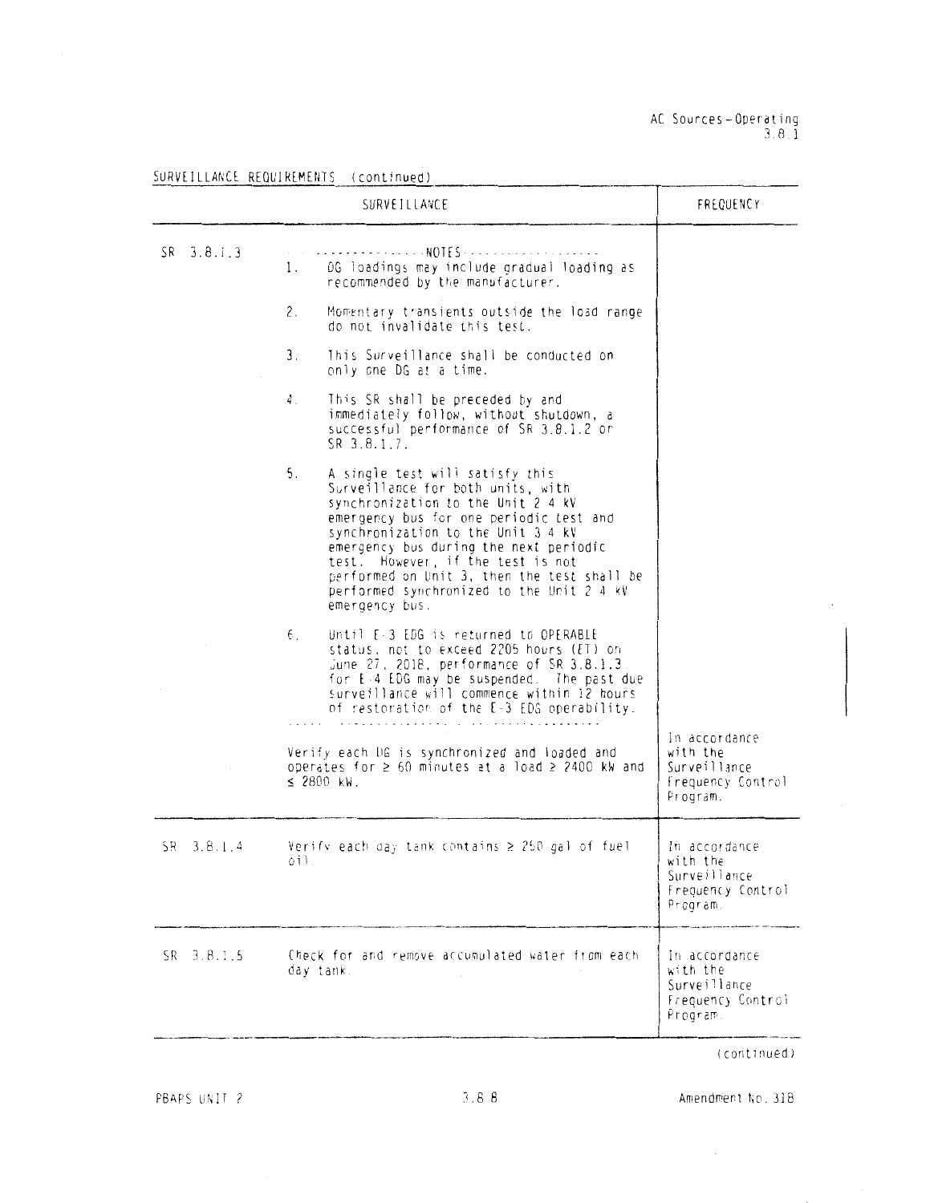SURVEILLANCE REQUIREMENTS (continued)

| SURVEILLANCE | | FREQUENCY |
|---|---|---|
| SR 3.8.1.3 | -------------------NOTES-------------------<br>1. DG loadings may include gradual loading as recommended by the manufacturer.<br>2. Momentary transients outside the load range do not invalidate this test.<br>3. This Surveillance shall be conducted on only one DG at a time.<br>4. This SR shall be preceded by and immediately follow, without shutdown, a successful performance of SR 3.8.1.2 or SR 3.8.1.7.<br>5. A single test will satisfy this Surveillance for both units, with synchronization to the Unit 2 4 kV emergency bus for one periodic test and synchronization to the Unit 3 4 kV emergency bus during the next periodic test. However, if the test is not performed on Unit 3, then the test shall be performed synchronized to the Unit 2 4 kV emergency bus.<br>6. Until E-3 EDG is returned to OPERABLE status, not to exceed 2205 hours (ET) on June 27, 2018, performance of SR 3.8.1.3 for E-4 EDG may be suspended. The past due surveillance will commence within 12 hours of restoration of the E-3 EDG operability.<br>-----------------------------------------------------<br><br>Verify each DG is synchronized and loaded and operates for ≥ 60 minutes at a load ≥ 2400 kW and ≤ 2800 kW. | In accordance with the Surveillance Frequency Control Program. |
| SR 3.8.1.4 | Verify each day tank contains ≥ 250 gal of fuel oil. | In accordance with the Surveillance Frequency Control Program. |
| SR 3.8.1.5 | Check for and remove accumulated water from each day tank. | In accordance with the Surveillance Frequency Control Program. |

(continued)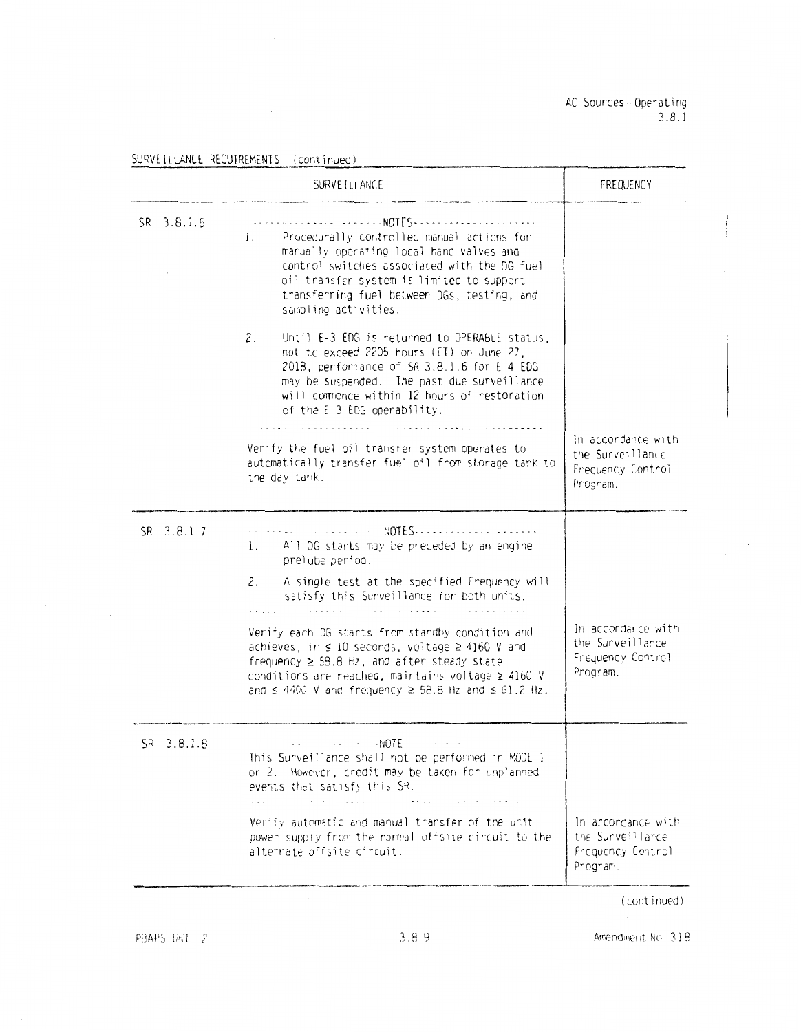SURVEILLANCE REQUIREMENTS (continued)

| | SURVEILLANCE | FREQUENCY |
|---|---|---|
| SR 3.8.1.6 | -------------------------------NOTES-------------------------------<br>1. Procedurally controlled manual actions for manually operating local hand valves and control switches associated with the DG fuel oil transfer system is limited to support transferring fuel between DGs, testing, and sampling activities.<br><br>2. Until E-3 EDG is returned to OPERABLE status, not to exceed 2205 hours (ET) on June 27, 2018, performance of SR 3.8.1.6 for E 4 EDG may be suspended. The past due surveillance will commence within 12 hours of restoration of the E 3 EDG operability.<br>-------------------------------------------------------------------------<br><br>Verify the fuel oil transfer system operates to automatically transfer fuel oil from storage tank to the day tank. | In accordance with the Surveillance Frequency Control Program. |
| SR 3.8.1.7 | -------------------------------NOTES-------------------------------<br>1. All DG starts may be preceded by an engine prelube period.<br><br>2. A single test at the specified Frequency will satisfy this Surveillance for both units.<br>-------------------------------------------------------------------------<br><br>Verify each DG starts from standby condition and achieves, in ≤ 10 seconds, voltage ≥ 4160 V and frequency ≥ 58.8 Hz, and after steady state conditions are reached, maintains voltage ≥ 4160 V and ≤ 4400 V and frequency ≥ 58.8 Hz and ≤ 61.2 Hz. | In accordance with the Surveillance Frequency Control Program. |
| SR 3.8.1.8 | -------------------------------NOTE--------------------------------<br>This Surveillance shall not be performed in MODE 1 or 2. However, credit may be taken for unplanned events that satisfy this SR.<br>-------------------------------------------------------------------------<br><br>Verify automatic and manual transfer of the unit power supply from the normal offsite circuit to the alternate offsite circuit. | In accordance with the Surveillance Frequency Control Program. |

(continued)

PBAPS UNIT 2 — Amendment No. 318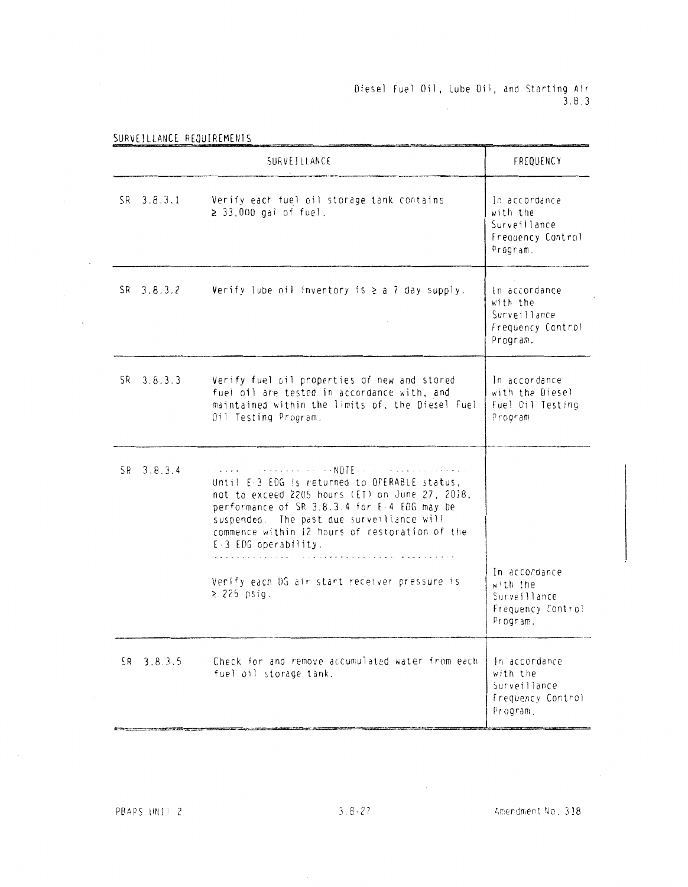## SURVEILLANCE REQUIREMENTS

| SURVEILLANCE | | FREQUENCY |
|---|---|---|
| SR 3.8.3.1 | Verify each fuel oil storage tank contains ≥ 33,000 gal of fuel. | In accordance with the Surveillance Frequency Control Program. |
| SR 3.8.3.2 | Verify lube oil inventory is ≥ a 7 day supply. | In accordance with the Surveillance Frequency Control Program. |
| SR 3.8.3.3 | Verify fuel oil properties of new and stored fuel oil are tested in accordance with, and maintained within the limits of, the Diesel Fuel Oil Testing Program. | In accordance with the Diesel Fuel Oil Testing Program |
| SR 3.8.3.4 | -----------NOTE----------- Until E-3 EDG is returned to OPERABLE status, not to exceed 2205 hours (ET) on June 27, 2018, performance of SR 3.8.3.4 for E-4 EDG may be suspended. The past due surveillance will commence within 12 hours of restoration of the E-3 EDG operability. ------------------------------------ Verify each DG air start receiver pressure is ≥ 225 psig. | In accordance with the Surveillance Frequency Control Program. |
| SR 3.8.3.5 | Check for and remove accumulated water from each fuel oil storage tank. | In accordance with the Surveillance Frequency Control Program. |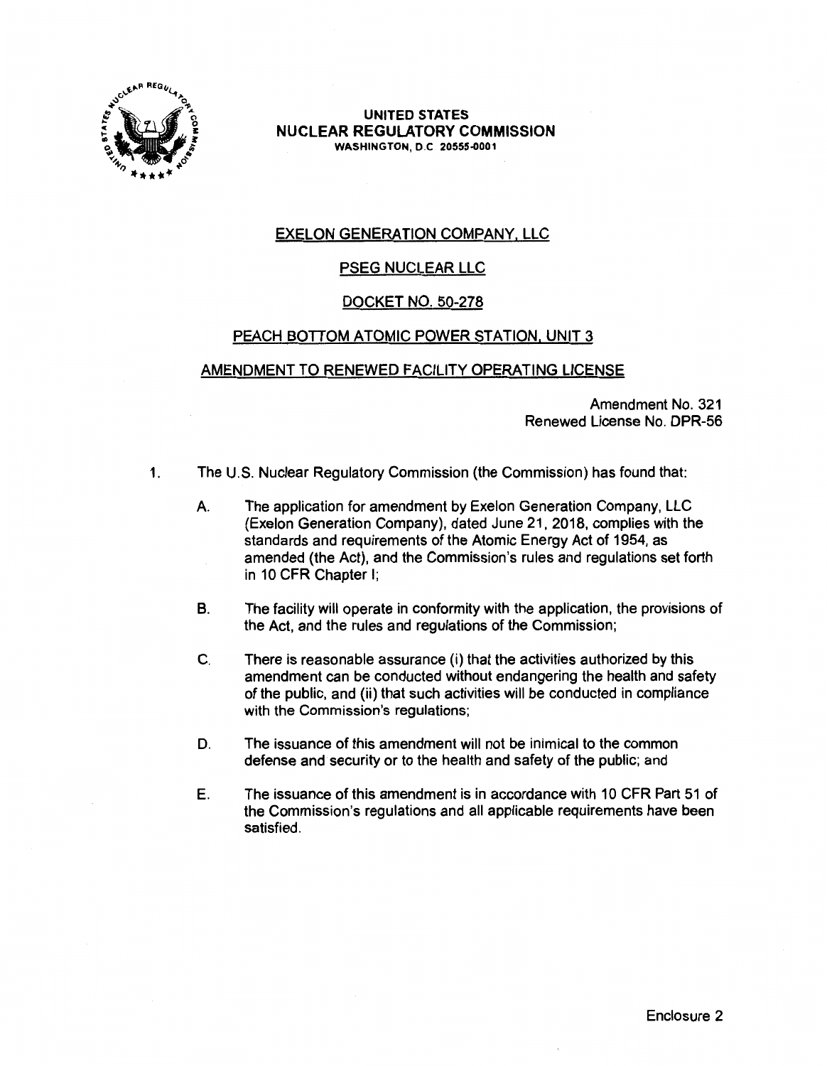**UNITED STATES**
**NUCLEAR REGULATORY COMMISSION**
**WASHINGTON, D.C. 20555-0001**

EXELON GENERATION COMPANY, LLC

PSEG NUCLEAR LLC

DOCKET NO. 50-278

PEACH BOTTOM ATOMIC POWER STATION, UNIT 3

AMENDMENT TO RENEWED FACILITY OPERATING LICENSE

Amendment No. 321
Renewed License No. DPR-56

1. The U.S. Nuclear Regulatory Commission (the Commission) has found that:

   A. The application for amendment by Exelon Generation Company, LLC (Exelon Generation Company), dated June 21, 2018, complies with the standards and requirements of the Atomic Energy Act of 1954, as amended (the Act), and the Commission's rules and regulations set forth in 10 CFR Chapter I;

   B. The facility will operate in conformity with the application, the provisions of the Act, and the rules and regulations of the Commission;

   C. There is reasonable assurance (i) that the activities authorized by this amendment can be conducted without endangering the health and safety of the public, and (ii) that such activities will be conducted in compliance with the Commission's regulations;

   D. The issuance of this amendment will not be inimical to the common defense and security or to the health and safety of the public; and

   E. The issuance of this amendment is in accordance with 10 CFR Part 51 of the Commission's regulations and all applicable requirements have been satisfied.

Enclosure 2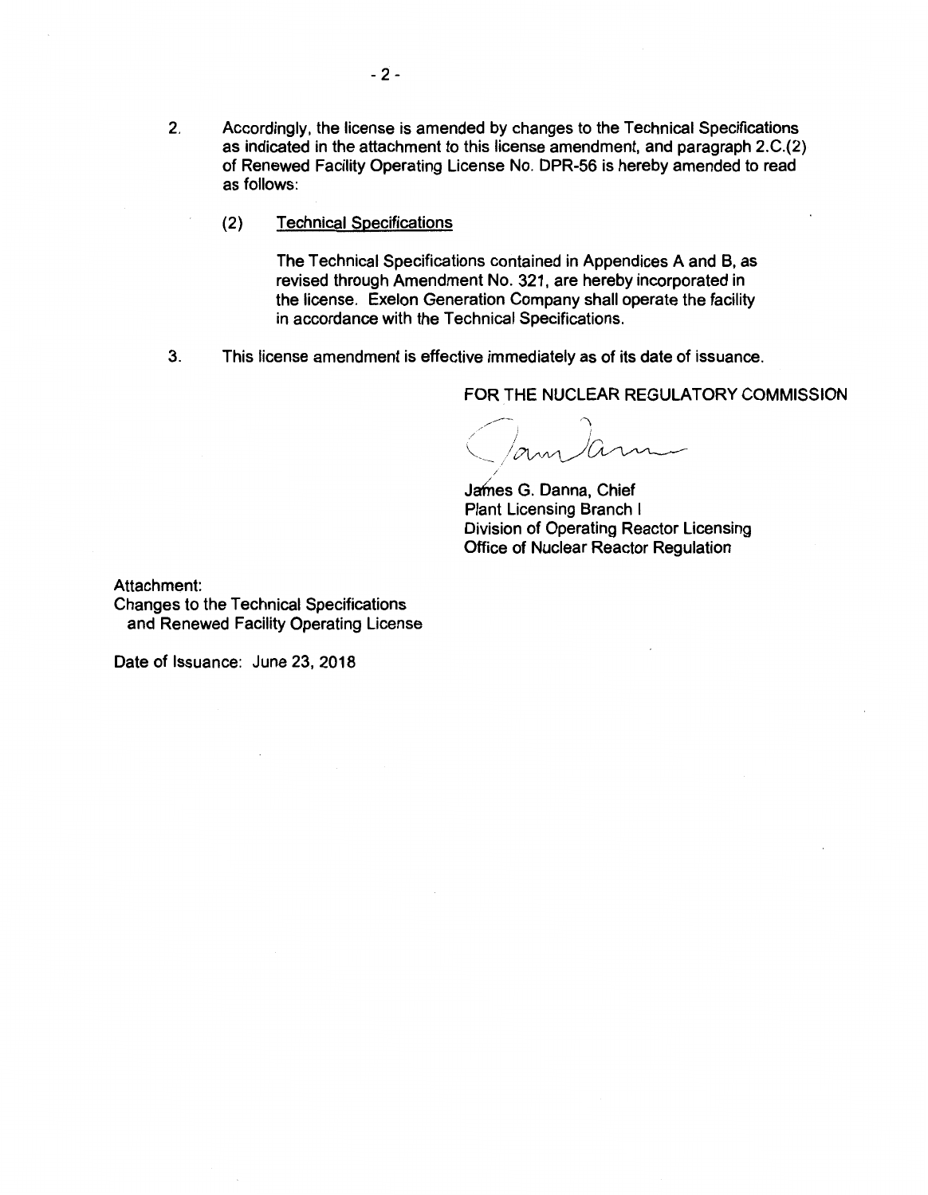2. Accordingly, the license is amended by changes to the Technical Specifications as indicated in the attachment to this license amendment, and paragraph 2.C.(2) of Renewed Facility Operating License No. DPR-56 is hereby amended to read as follows:

   (2) Technical Specifications

   The Technical Specifications contained in Appendices A and B, as revised through Amendment No. 321, are hereby incorporated in the license. Exelon Generation Company shall operate the facility in accordance with the Technical Specifications.

3. This license amendment is effective immediately as of its date of issuance.

FOR THE NUCLEAR REGULATORY COMMISSION

James G. Danna, Chief
Plant Licensing Branch I
Division of Operating Reactor Licensing
Office of Nuclear Reactor Regulation

Attachment:
Changes to the Technical Specifications and Renewed Facility Operating License

Date of Issuance: June 23, 2018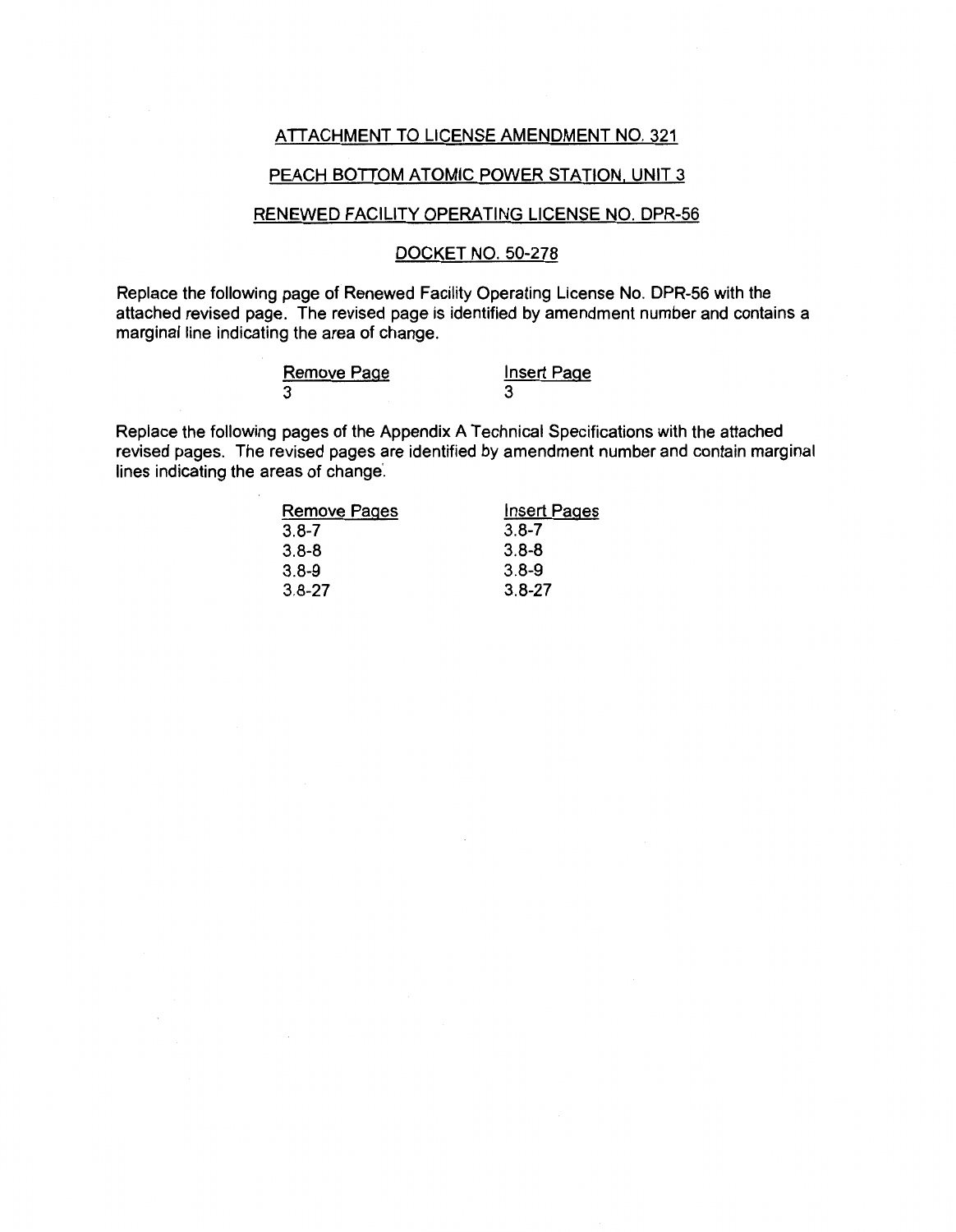ATTACHMENT TO LICENSE AMENDMENT NO. 321

PEACH BOTTOM ATOMIC POWER STATION, UNIT 3

RENEWED FACILITY OPERATING LICENSE NO. DPR-56

DOCKET NO. 50-278

Replace the following page of Renewed Facility Operating License No. DPR-56 with the attached revised page. The revised page is identified by amendment number and contains a marginal line indicating the area of change.

| Remove Page | Insert Page |
|---|---|
| 3 | 3 |

Replace the following pages of the Appendix A Technical Specifications with the attached revised pages. The revised pages are identified by amendment number and contain marginal lines indicating the areas of change.

| Remove Pages | Insert Pages |
|---|---|
| 3.8-7 | 3.8-7 |
| 3.8-8 | 3.8-8 |
| 3.8-9 | 3.8-9 |
| 3.8-27 | 3.8-27 |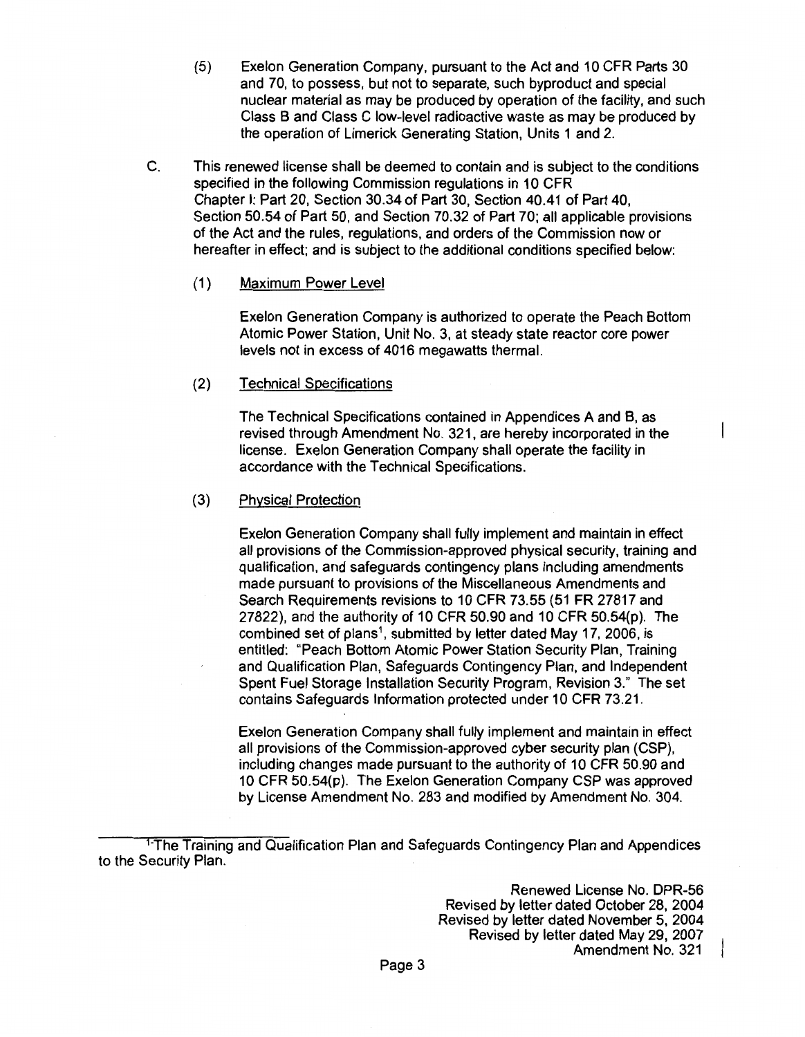(5) Exelon Generation Company, pursuant to the Act and 10 CFR Parts 30 and 70, to possess, but not to separate, such byproduct and special nuclear material as may be produced by operation of the facility, and such Class B and Class C low-level radioactive waste as may be produced by the operation of Limerick Generating Station, Units 1 and 2.

C. This renewed license shall be deemed to contain and is subject to the conditions specified in the following Commission regulations in 10 CFR Chapter I: Part 20, Section 30.34 of Part 30, Section 40.41 of Part 40, Section 50.54 of Part 50, and Section 70.32 of Part 70; all applicable provisions of the Act and the rules, regulations, and orders of the Commission now or hereafter in effect; and is subject to the additional conditions specified below:

(1) Maximum Power Level

Exelon Generation Company is authorized to operate the Peach Bottom Atomic Power Station, Unit No. 3, at steady state reactor core power levels not in excess of 4016 megawatts thermal.

(2) Technical Specifications

The Technical Specifications contained in Appendices A and B, as revised through Amendment No. 321, are hereby incorporated in the license. Exelon Generation Company shall operate the facility in accordance with the Technical Specifications.

(3) Physical Protection

Exelon Generation Company shall fully implement and maintain in effect all provisions of the Commission-approved physical security, training and qualification, and safeguards contingency plans including amendments made pursuant to provisions of the Miscellaneous Amendments and Search Requirements revisions to 10 CFR 73.55 (51 FR 27817 and 27822), and the authority of 10 CFR 50.90 and 10 CFR 50.54(p). The combined set of plans[1], submitted by letter dated May 17, 2006, is entitled: "Peach Bottom Atomic Power Station Security Plan, Training and Qualification Plan, Safeguards Contingency Plan, and Independent Spent Fuel Storage Installation Security Program, Revision 3." The set contains Safeguards Information protected under 10 CFR 73.21.

Exelon Generation Company shall fully implement and maintain in effect all provisions of the Commission-approved cyber security plan (CSP), including changes made pursuant to the authority of 10 CFR 50.90 and 10 CFR 50.54(p). The Exelon Generation Company CSP was approved by License Amendment No. 283 and modified by Amendment No. 304.

[1] The Training and Qualification Plan and Safeguards Contingency Plan and Appendices to the Security Plan.

Renewed License No. DPR-56
Revised by letter dated October 28, 2004
Revised by letter dated November 5, 2004
Revised by letter dated May 29, 2007
Amendment No. 321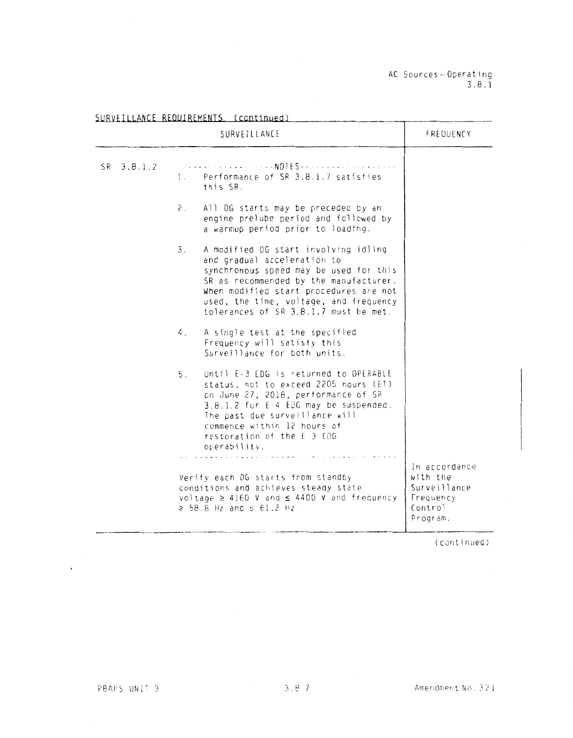AC Sources—Operating
3.8.1

SURVEILLANCE REQUIREMENTS (continued)

| SURVEILLANCE | | FREQUENCY |
|---|---|---|
| SR 3.8.1.2 | ------------------NOTES------------------<br>1. Performance of SR 3.8.1.7 satisfies this SR.<br><br>2. All DG starts may be preceded by an engine prelube period and followed by a warmup period prior to loading.<br><br>3. A modified DG start involving idling and gradual acceleration to synchronous speed may be used for this SR as recommended by the manufacturer. When modified start procedures are not used, the time, voltage, and frequency tolerances of SR 3.8.1.7 must be met.<br><br>4. A single test at the specified Frequency will satisfy this Surveillance for both units.<br><br>5. Until E-3 EDG is returned to OPERABLE status, not to exceed 2205 hours (ET) on June 27, 2018, performance of SR 3.8.1.2 for E-4 EDG may be suspended. The past due surveillance will commence within 12 hours of restoration of the E-3 EDG operability.<br>-------------------------------------------<br><br>Verify each DG starts from standby conditions and achieves steady state voltage ≥ 4160 V and ≤ 4400 V and frequency ≥ 58.8 Hz and ≤ 61.2 Hz. | In accordance with the Surveillance Frequency Control Program. |

(continued)

PBAPS UNIT 3 | 3.8-7 | Amendment No. 321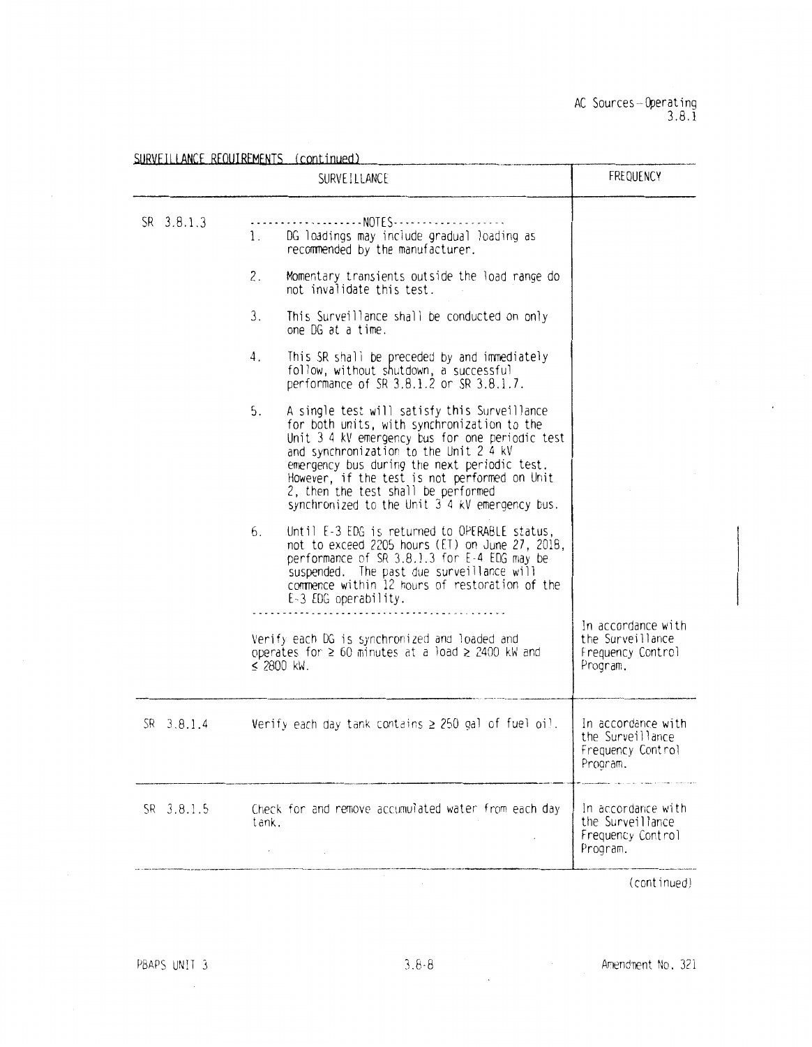AC Sources—Operating
3.8.1

SURVEILLANCE REQUIREMENTS (continued)

| | SURVEILLANCE | FREQUENCY |
|---|---|---|
| SR 3.8.1.3 | -------------------NOTES------------------<br>1. DG loadings may include gradual loading as recommended by the manufacturer.<br><br>2. Momentary transients outside the load range do not invalidate this test.<br><br>3. This Surveillance shall be conducted on only one DG at a time.<br><br>4. This SR shall be preceded by and immediately follow, without shutdown, a successful performance of SR 3.8.1.2 or SR 3.8.1.7.<br><br>5. A single test will satisfy this Surveillance for both units, with synchronization to the Unit 3 4 kV emergency bus for one periodic test and synchronization to the Unit 2 4 kV emergency bus during the next periodic test. However, if the test is not performed on Unit 2, then the test shall be performed synchronized to the Unit 3 4 kV emergency bus.<br><br>6. Until E-3 EDG is returned to OPERABLE status, not to exceed 2205 hours (ET) on June 27, 2018, performance of SR 3.8.1.3 for E-4 EDG may be suspended. The past due surveillance will commence within 12 hours of restoration of the E-3 EDG operability.<br>------------------------------------------<br><br>Verify each DG is synchronized and loaded and operates for ≥ 60 minutes at a load ≥ 2400 kW and ≤ 2800 kW. | In accordance with the Surveillance Frequency Control Program. |
| SR 3.8.1.4 | Verify each day tank contains ≥ 250 gal of fuel oil. | In accordance with the Surveillance Frequency Control Program. |
| SR 3.8.1.5 | Check for and remove accumulated water from each day tank. | In accordance with the Surveillance Frequency Control Program. |

(continued)

PBAPS UNIT 3 3.8-8 Amendment No. 321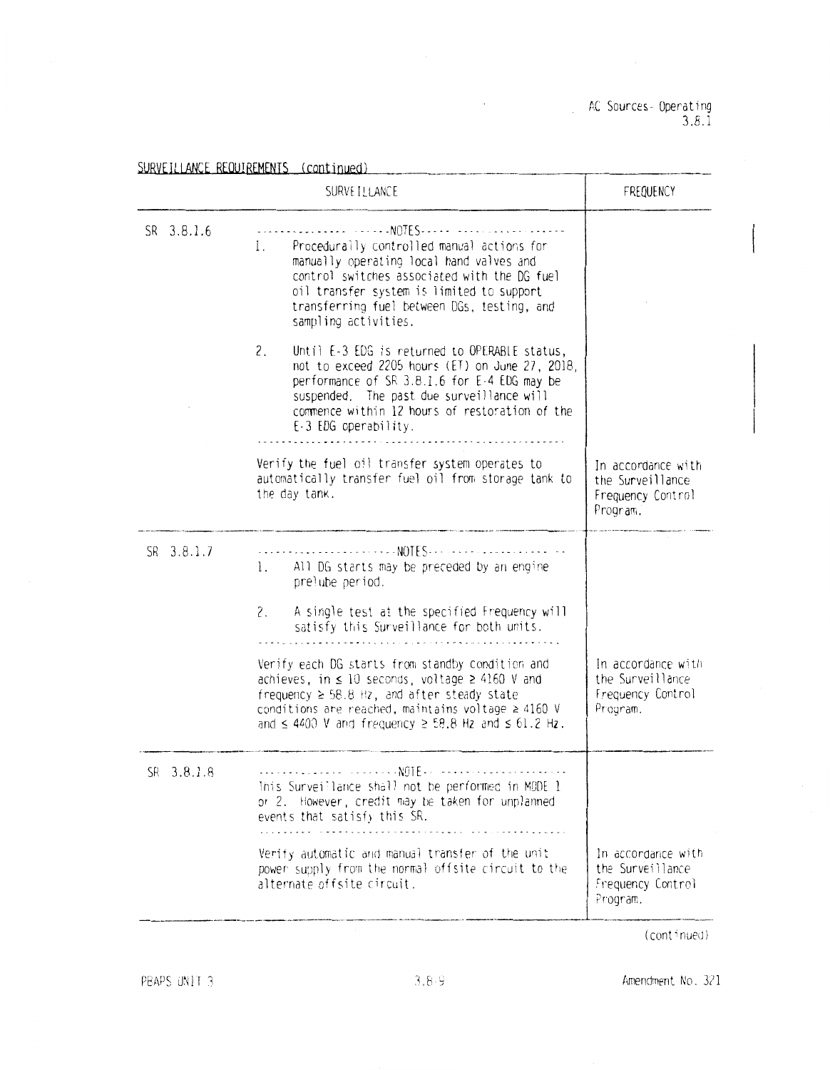## SURVEILLANCE REQUIREMENTS (continued)

| | SURVEILLANCE | FREQUENCY |
|---|---|---|
| SR 3.8.1.6 | -------------------------------NOTES-------------------------------<br>1. Procedurally controlled manual actions for manually operating local hand valves and control switches associated with the DG fuel oil transfer system is limited to support transferring fuel between DGs, testing, and sampling activities.<br><br>2. Until E-3 EDG is returned to OPERABLE status, not to exceed 2205 hours (ET) on June 27, 2018, performance of SR 3.8.1.6 for E-4 EDG may be suspended. The past due surveillance will commence within 12 hours of restoration of the E-3 EDG operability.<br>---------------------------------------------------------------------<br><br>Verify the fuel oil transfer system operates to automatically transfer fuel oil from storage tank to the day tank. | In accordance with the Surveillance Frequency Control Program. |
| SR 3.8.1.7 | -------------------------------NOTES-------------------------------<br>1. All DG starts may be preceded by an engine prelube period.<br><br>2. A single test at the specified Frequency will satisfy this Surveillance for both units.<br>---------------------------------------------------------------------<br><br>Verify each DG starts from standby condition and achieves, in ≤ 10 seconds, voltage ≥ 4160 V and frequency ≥ 58.8 Hz, and after steady state conditions are reached, maintains voltage ≥ 4160 V and ≤ 4400 V and frequency ≥ 58.8 Hz and ≤ 61.2 Hz. | In accordance with the Surveillance Frequency Control Program. |
| SR 3.8.1.8 | -------------------------------NOTE-------------------------------<br>This Surveillance shall not be performed in MODE 1 or 2. However, credit may be taken for unplanned events that satisfy this SR.<br>---------------------------------------------------------------------<br><br>Verify automatic and manual transfer of the unit power supply from the normal offsite circuit to the alternate offsite circuit. | In accordance with the Surveillance Frequency Control Program. |

(continued)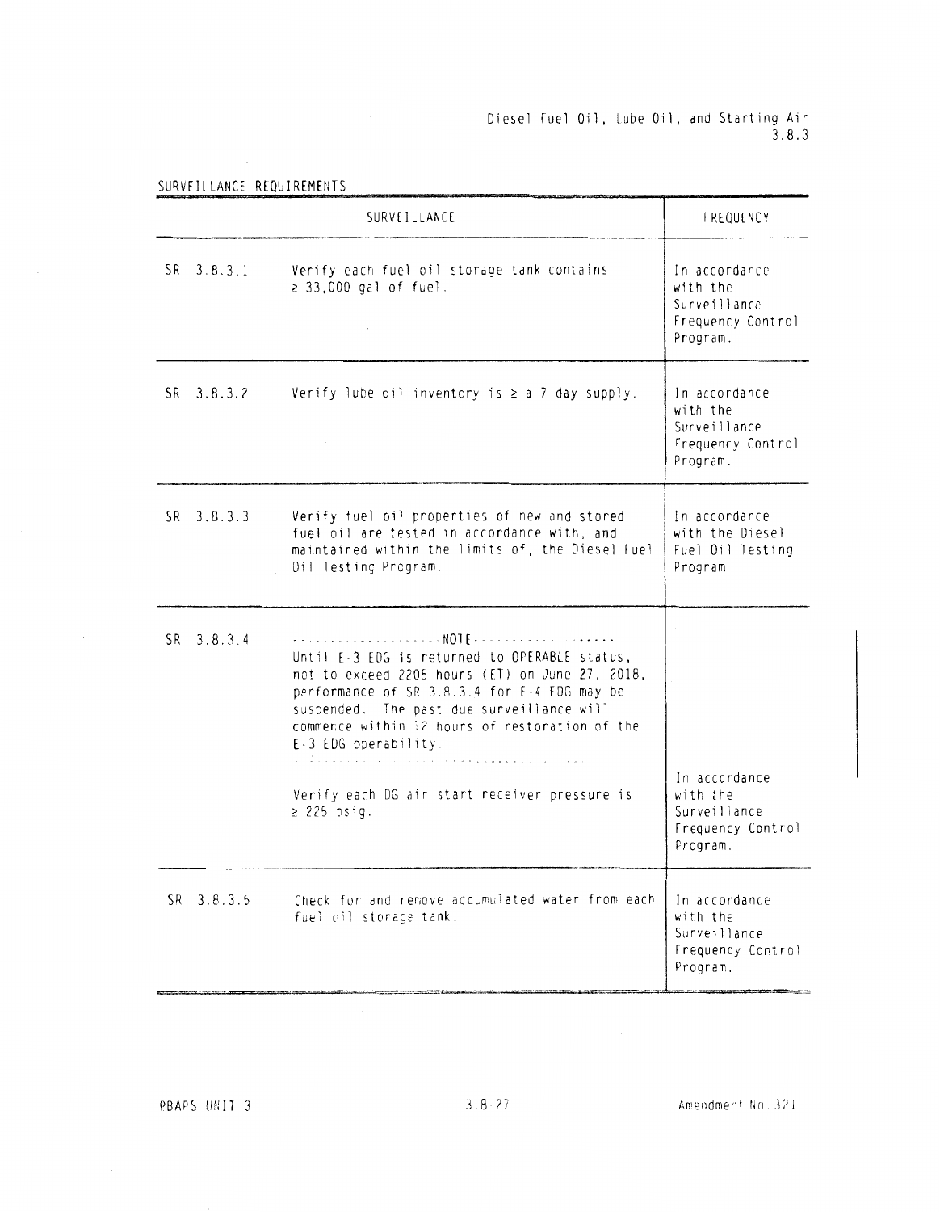SURVEILLANCE REQUIREMENTS

| SURVEILLANCE | | FREQUENCY |
|---|---|---|
| SR 3.8.3.1 | Verify each fuel oil storage tank contains ≥ 33,000 gal of fuel. | In accordance with the Surveillance Frequency Control Program. |
| SR 3.8.3.2 | Verify lube oil inventory is ≥ a 7 day supply. | In accordance with the Surveillance Frequency Control Program. |
| SR 3.8.3.3 | Verify fuel oil properties of new and stored fuel oil are tested in accordance with, and maintained within the limits of, the Diesel Fuel Oil Testing Program. | In accordance with the Diesel Fuel Oil Testing Program |
| SR 3.8.3.4 | -------------------NOTE------------------- Until E-3 EDG is returned to OPERABLE status, not to exceed 2205 hours (ET) on June 27, 2018, performance of SR 3.8.3.4 for E-4 EDG may be suspended. The past due surveillance will commence within 12 hours of restoration of the E-3 EDG operability. ------------------------------------------ Verify each DG air start receiver pressure is ≥ 225 psig. | In accordance with the Surveillance Frequency Control Program. |
| SR 3.8.3.5 | Check for and remove accumulated water from each fuel oil storage tank. | In accordance with the Surveillance Frequency Control Program. |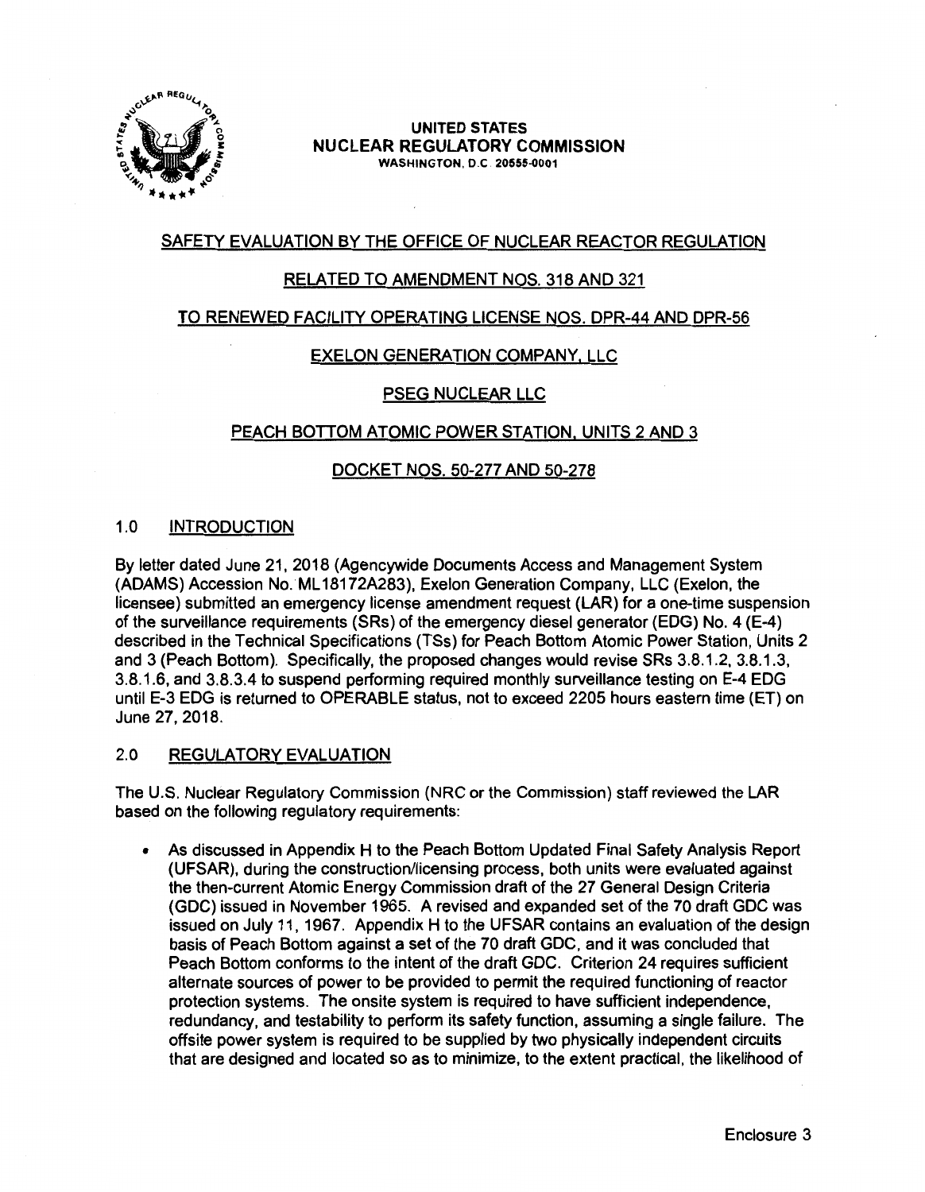UNITED STATES
NUCLEAR REGULATORY COMMISSION
WASHINGTON, D.C. 20555-0001

SAFETY EVALUATION BY THE OFFICE OF NUCLEAR REACTOR REGULATION

RELATED TO AMENDMENT NOS. 318 AND 321

TO RENEWED FACILITY OPERATING LICENSE NOS. DPR-44 AND DPR-56

EXELON GENERATION COMPANY, LLC

PSEG NUCLEAR LLC

PEACH BOTTOM ATOMIC POWER STATION, UNITS 2 AND 3

DOCKET NOS. 50-277 AND 50-278

## 1.0 INTRODUCTION

By letter dated June 21, 2018 (Agencywide Documents Access and Management System (ADAMS) Accession No. ML18172A283), Exelon Generation Company, LLC (Exelon, the licensee) submitted an emergency license amendment request (LAR) for a one-time suspension of the surveillance requirements (SRs) of the emergency diesel generator (EDG) No. 4 (E-4) described in the Technical Specifications (TSs) for Peach Bottom Atomic Power Station, Units 2 and 3 (Peach Bottom). Specifically, the proposed changes would revise SRs 3.8.1.2, 3.8.1.3, 3.8.1.6, and 3.8.3.4 to suspend performing required monthly surveillance testing on E-4 EDG until E-3 EDG is returned to OPERABLE status, not to exceed 2205 hours eastern time (ET) on June 27, 2018.

## 2.0 REGULATORY EVALUATION

The U.S. Nuclear Regulatory Commission (NRC or the Commission) staff reviewed the LAR based on the following regulatory requirements:

- As discussed in Appendix H to the Peach Bottom Updated Final Safety Analysis Report (UFSAR), during the construction/licensing process, both units were evaluated against the then-current Atomic Energy Commission draft of the 27 General Design Criteria (GDC) issued in November 1965. A revised and expanded set of the 70 draft GDC was issued on July 11, 1967. Appendix H to the UFSAR contains an evaluation of the design basis of Peach Bottom against a set of the 70 draft GDC, and it was concluded that Peach Bottom conforms to the intent of the draft GDC. Criterion 24 requires sufficient alternate sources of power to be provided to permit the required functioning of reactor protection systems. The onsite system is required to have sufficient independence, redundancy, and testability to perform its safety function, assuming a single failure. The offsite power system is required to be supplied by two physically independent circuits that are designed and located so as to minimize, to the extent practical, the likelihood of

Enclosure 3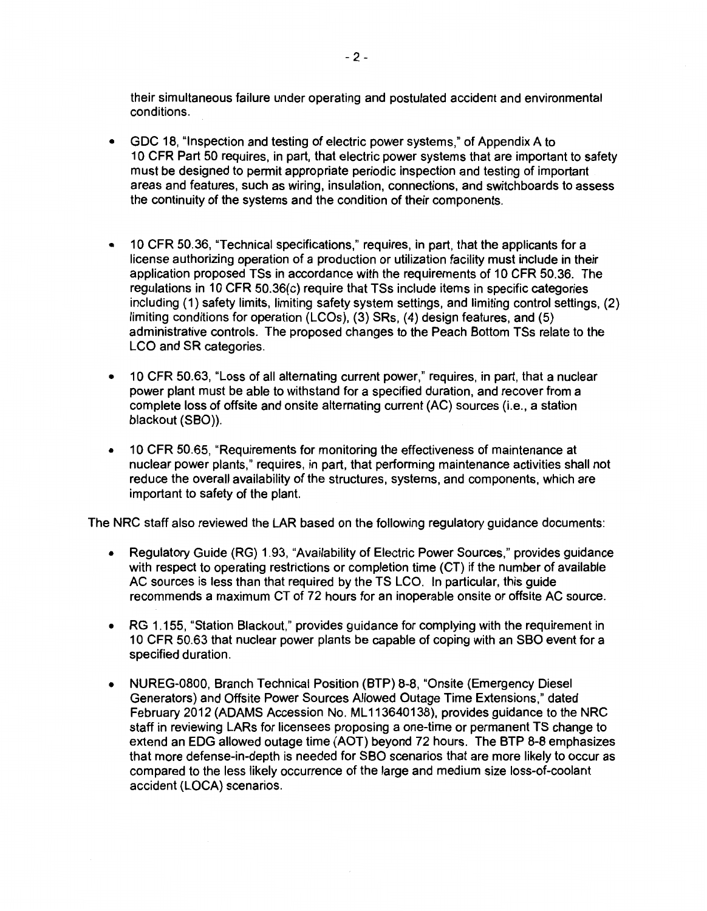their simultaneous failure under operating and postulated accident and environmental conditions.

- GDC 18, "Inspection and testing of electric power systems," of Appendix A to 10 CFR Part 50 requires, in part, that electric power systems that are important to safety must be designed to permit appropriate periodic inspection and testing of important areas and features, such as wiring, insulation, connections, and switchboards to assess the continuity of the systems and the condition of their components.

- 10 CFR 50.36, "Technical specifications," requires, in part, that the applicants for a license authorizing operation of a production or utilization facility must include in their application proposed TSs in accordance with the requirements of 10 CFR 50.36. The regulations in 10 CFR 50.36(c) require that TSs include items in specific categories including (1) safety limits, limiting safety system settings, and limiting control settings, (2) limiting conditions for operation (LCOs), (3) SRs, (4) design features, and (5) administrative controls. The proposed changes to the Peach Bottom TSs relate to the LCO and SR categories.

- 10 CFR 50.63, "Loss of all alternating current power," requires, in part, that a nuclear power plant must be able to withstand for a specified duration, and recover from a complete loss of offsite and onsite alternating current (AC) sources (i.e., a station blackout (SBO)).

- 10 CFR 50.65, "Requirements for monitoring the effectiveness of maintenance at nuclear power plants," requires, in part, that performing maintenance activities shall not reduce the overall availability of the structures, systems, and components, which are important to safety of the plant.

The NRC staff also reviewed the LAR based on the following regulatory guidance documents:

- Regulatory Guide (RG) 1.93, "Availability of Electric Power Sources," provides guidance with respect to operating restrictions or completion time (CT) if the number of available AC sources is less than that required by the TS LCO. In particular, this guide recommends a maximum CT of 72 hours for an inoperable onsite or offsite AC source.

- RG 1.155, "Station Blackout," provides guidance for complying with the requirement in 10 CFR 50.63 that nuclear power plants be capable of coping with an SBO event for a specified duration.

- NUREG-0800, Branch Technical Position (BTP) 8-8, "Onsite (Emergency Diesel Generators) and Offsite Power Sources Allowed Outage Time Extensions," dated February 2012 (ADAMS Accession No. ML113640138), provides guidance to the NRC staff in reviewing LARs for licensees proposing a one-time or permanent TS change to extend an EDG allowed outage time (AOT) beyond 72 hours. The BTP 8-8 emphasizes that more defense-in-depth is needed for SBO scenarios that are more likely to occur as compared to the less likely occurrence of the large and medium size loss-of-coolant accident (LOCA) scenarios.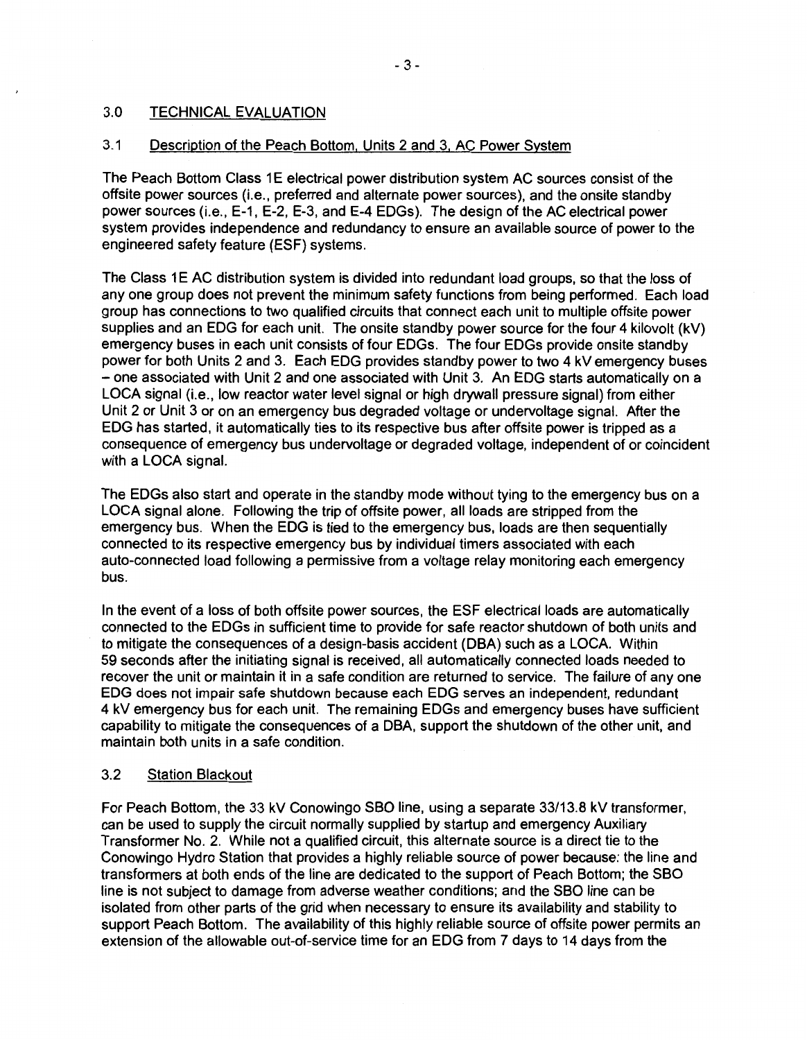## 3.0 TECHNICAL EVALUATION

### 3.1 Description of the Peach Bottom, Units 2 and 3, AC Power System

The Peach Bottom Class 1E electrical power distribution system AC sources consist of the offsite power sources (i.e., preferred and alternate power sources), and the onsite standby power sources (i.e., E-1, E-2, E-3, and E-4 EDGs). The design of the AC electrical power system provides independence and redundancy to ensure an available source of power to the engineered safety feature (ESF) systems.

The Class 1E AC distribution system is divided into redundant load groups, so that the loss of any one group does not prevent the minimum safety functions from being performed. Each load group has connections to two qualified circuits that connect each unit to multiple offsite power supplies and an EDG for each unit. The onsite standby power source for the four 4 kilovolt (kV) emergency buses in each unit consists of four EDGs. The four EDGs provide onsite standby power for both Units 2 and 3. Each EDG provides standby power to two 4 kV emergency buses – one associated with Unit 2 and one associated with Unit 3. An EDG starts automatically on a LOCA signal (i.e., low reactor water level signal or high drywall pressure signal) from either Unit 2 or Unit 3 or on an emergency bus degraded voltage or undervoltage signal. After the EDG has started, it automatically ties to its respective bus after offsite power is tripped as a consequence of emergency bus undervoltage or degraded voltage, independent of or coincident with a LOCA signal.

The EDGs also start and operate in the standby mode without tying to the emergency bus on a LOCA signal alone. Following the trip of offsite power, all loads are stripped from the emergency bus. When the EDG is tied to the emergency bus, loads are then sequentially connected to its respective emergency bus by individual timers associated with each auto-connected load following a permissive from a voltage relay monitoring each emergency bus.

In the event of a loss of both offsite power sources, the ESF electrical loads are automatically connected to the EDGs in sufficient time to provide for safe reactor shutdown of both units and to mitigate the consequences of a design-basis accident (DBA) such as a LOCA. Within 59 seconds after the initiating signal is received, all automatically connected loads needed to recover the unit or maintain it in a safe condition are returned to service. The failure of any one EDG does not impair safe shutdown because each EDG serves an independent, redundant 4 kV emergency bus for each unit. The remaining EDGs and emergency buses have sufficient capability to mitigate the consequences of a DBA, support the shutdown of the other unit, and maintain both units in a safe condition.

### 3.2 Station Blackout

For Peach Bottom, the 33 kV Conowingo SBO line, using a separate 33/13.8 kV transformer, can be used to supply the circuit normally supplied by startup and emergency Auxiliary Transformer No. 2. While not a qualified circuit, this alternate source is a direct tie to the Conowingo Hydro Station that provides a highly reliable source of power because: the line and transformers at both ends of the line are dedicated to the support of Peach Bottom; the SBO line is not subject to damage from adverse weather conditions; and the SBO line can be isolated from other parts of the grid when necessary to ensure its availability and stability to support Peach Bottom. The availability of this highly reliable source of offsite power permits an extension of the allowable out-of-service time for an EDG from 7 days to 14 days from the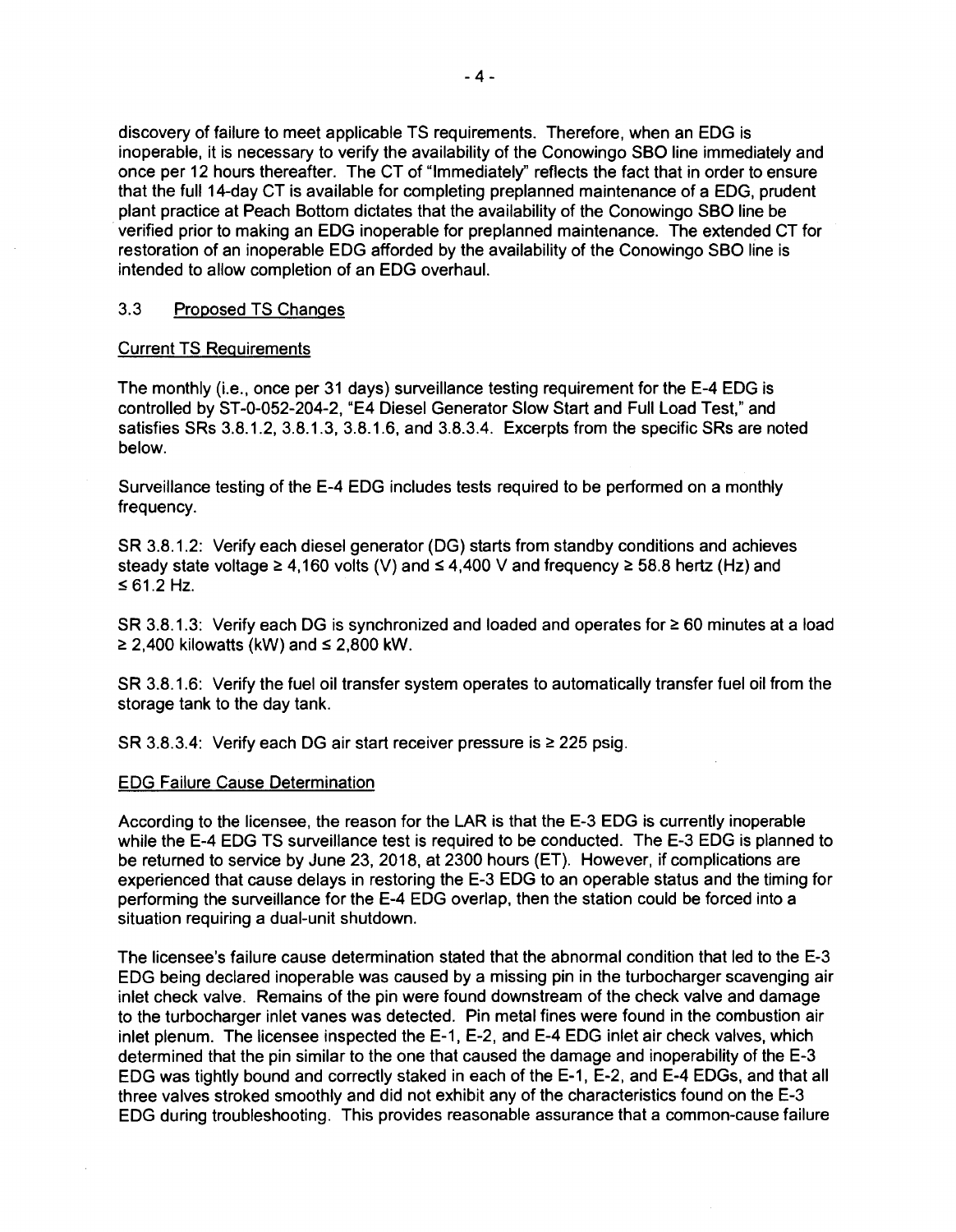discovery of failure to meet applicable TS requirements. Therefore, when an EDG is inoperable, it is necessary to verify the availability of the Conowingo SBO line immediately and once per 12 hours thereafter. The CT of "Immediately" reflects the fact that in order to ensure that the full 14-day CT is available for completing preplanned maintenance of a EDG, prudent plant practice at Peach Bottom dictates that the availability of the Conowingo SBO line be verified prior to making an EDG inoperable for preplanned maintenance. The extended CT for restoration of an inoperable EDG afforded by the availability of the Conowingo SBO line is intended to allow completion of an EDG overhaul.

## 3.3 Proposed TS Changes

### Current TS Requirements

The monthly (i.e., once per 31 days) surveillance testing requirement for the E-4 EDG is controlled by ST-0-052-204-2, "E4 Diesel Generator Slow Start and Full Load Test," and satisfies SRs 3.8.1.2, 3.8.1.3, 3.8.1.6, and 3.8.3.4. Excerpts from the specific SRs are noted below.

Surveillance testing of the E-4 EDG includes tests required to be performed on a monthly frequency.

SR 3.8.1.2: Verify each diesel generator (DG) starts from standby conditions and achieves steady state voltage ≥ 4,160 volts (V) and ≤ 4,400 V and frequency ≥ 58.8 hertz (Hz) and ≤ 61.2 Hz.

SR 3.8.1.3: Verify each DG is synchronized and loaded and operates for ≥ 60 minutes at a load ≥ 2,400 kilowatts (kW) and ≤ 2,800 kW.

SR 3.8.1.6: Verify the fuel oil transfer system operates to automatically transfer fuel oil from the storage tank to the day tank.

SR 3.8.3.4: Verify each DG air start receiver pressure is ≥ 225 psig.

### EDG Failure Cause Determination

According to the licensee, the reason for the LAR is that the E-3 EDG is currently inoperable while the E-4 EDG TS surveillance test is required to be conducted. The E-3 EDG is planned to be returned to service by June 23, 2018, at 2300 hours (ET). However, if complications are experienced that cause delays in restoring the E-3 EDG to an operable status and the timing for performing the surveillance for the E-4 EDG overlap, then the station could be forced into a situation requiring a dual-unit shutdown.

The licensee's failure cause determination stated that the abnormal condition that led to the E-3 EDG being declared inoperable was caused by a missing pin in the turbocharger scavenging air inlet check valve. Remains of the pin were found downstream of the check valve and damage to the turbocharger inlet vanes was detected. Pin metal fines were found in the combustion air inlet plenum. The licensee inspected the E-1, E-2, and E-4 EDG inlet air check valves, which determined that the pin similar to the one that caused the damage and inoperability of the E-3 EDG was tightly bound and correctly staked in each of the E-1, E-2, and E-4 EDGs, and that all three valves stroked smoothly and did not exhibit any of the characteristics found on the E-3 EDG during troubleshooting. This provides reasonable assurance that a common-cause failure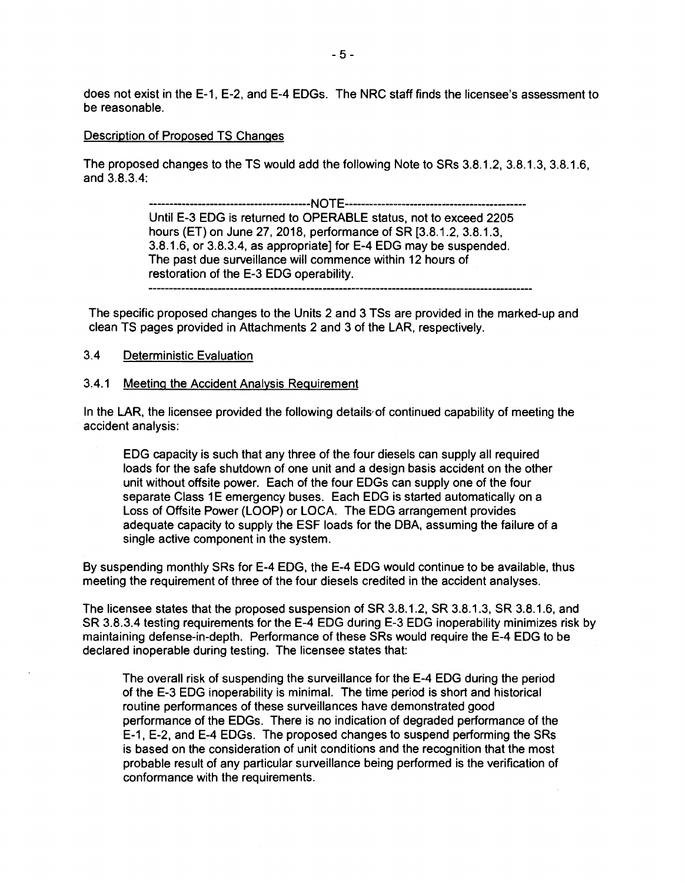does not exist in the E-1, E-2, and E-4 EDGs. The NRC staff finds the licensee's assessment to be reasonable.

Description of Proposed TS Changes

The proposed changes to the TS would add the following Note to SRs 3.8.1.2, 3.8.1.3, 3.8.1.6, and 3.8.3.4:

> -----------------------------------------NOTE-----------------------------------------
> Until E-3 EDG is returned to OPERABLE status, not to exceed 2205 hours (ET) on June 27, 2018, performance of SR [3.8.1.2, 3.8.1.3, 3.8.1.6, or 3.8.3.4, as appropriate] for E-4 EDG may be suspended. The past due surveillance will commence within 12 hours of restoration of the E-3 EDG operability.
> ------------------------------------------------------------------------------------------

The specific proposed changes to the Units 2 and 3 TSs are provided in the marked-up and clean TS pages provided in Attachments 2 and 3 of the LAR, respectively.

### 3.4 Deterministic Evaluation

#### 3.4.1 Meeting the Accident Analysis Requirement

In the LAR, the licensee provided the following details of continued capability of meeting the accident analysis:

> EDG capacity is such that any three of the four diesels can supply all required loads for the safe shutdown of one unit and a design basis accident on the other unit without offsite power. Each of the four EDGs can supply one of the four separate Class 1E emergency buses. Each EDG is started automatically on a Loss of Offsite Power (LOOP) or LOCA. The EDG arrangement provides adequate capacity to supply the ESF loads for the DBA, assuming the failure of a single active component in the system.

By suspending monthly SRs for E-4 EDG, the E-4 EDG would continue to be available, thus meeting the requirement of three of the four diesels credited in the accident analyses.

The licensee states that the proposed suspension of SR 3.8.1.2, SR 3.8.1.3, SR 3.8.1.6, and SR 3.8.3.4 testing requirements for the E-4 EDG during E-3 EDG inoperability minimizes risk by maintaining defense-in-depth. Performance of these SRs would require the E-4 EDG to be declared inoperable during testing. The licensee states that:

> The overall risk of suspending the surveillance for the E-4 EDG during the period of the E-3 EDG inoperability is minimal. The time period is short and historical routine performances of these surveillances have demonstrated good performance of the EDGs. There is no indication of degraded performance of the E-1, E-2, and E-4 EDGs. The proposed changes to suspend performing the SRs is based on the consideration of unit conditions and the recognition that the most probable result of any particular surveillance being performed is the verification of conformance with the requirements.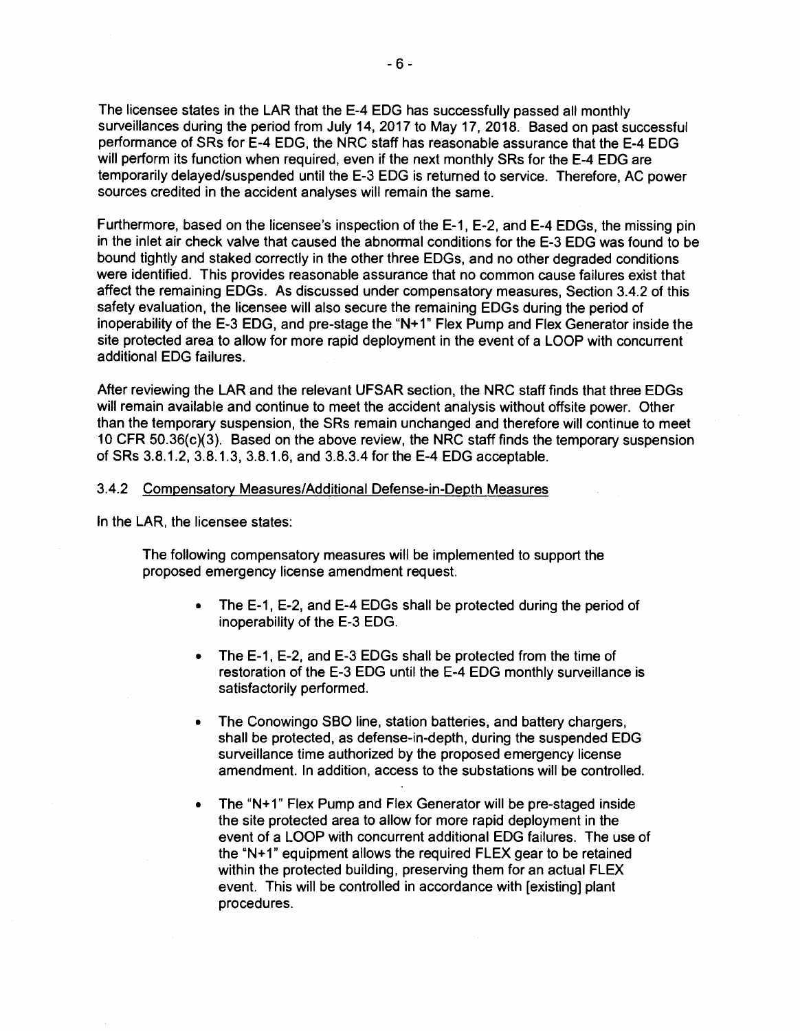The licensee states in the LAR that the E-4 EDG has successfully passed all monthly surveillances during the period from July 14, 2017 to May 17, 2018. Based on past successful performance of SRs for E-4 EDG, the NRC staff has reasonable assurance that the E-4 EDG will perform its function when required, even if the next monthly SRs for the E-4 EDG are temporarily delayed/suspended until the E-3 EDG is returned to service. Therefore, AC power sources credited in the accident analyses will remain the same.

Furthermore, based on the licensee's inspection of the E-1, E-2, and E-4 EDGs, the missing pin in the inlet air check valve that caused the abnormal conditions for the E-3 EDG was found to be bound tightly and staked correctly in the other three EDGs, and no other degraded conditions were identified. This provides reasonable assurance that no common cause failures exist that affect the remaining EDGs. As discussed under compensatory measures, Section 3.4.2 of this safety evaluation, the licensee will also secure the remaining EDGs during the period of inoperability of the E-3 EDG, and pre-stage the "N+1" Flex Pump and Flex Generator inside the site protected area to allow for more rapid deployment in the event of a LOOP with concurrent additional EDG failures.

After reviewing the LAR and the relevant UFSAR section, the NRC staff finds that three EDGs will remain available and continue to meet the accident analysis without offsite power. Other than the temporary suspension, the SRs remain unchanged and therefore will continue to meet 10 CFR 50.36(c)(3). Based on the above review, the NRC staff finds the temporary suspension of SRs 3.8.1.2, 3.8.1.3, 3.8.1.6, and 3.8.3.4 for the E-4 EDG acceptable.

### 3.4.2 Compensatory Measures/Additional Defense-in-Depth Measures

In the LAR, the licensee states:

> The following compensatory measures will be implemented to support the proposed emergency license amendment request.
>
> - The E-1, E-2, and E-4 EDGs shall be protected during the period of inoperability of the E-3 EDG.
> - The E-1, E-2, and E-3 EDGs shall be protected from the time of restoration of the E-3 EDG until the E-4 EDG monthly surveillance is satisfactorily performed.
> - The Conowingo SBO line, station batteries, and battery chargers, shall be protected, as defense-in-depth, during the suspended EDG surveillance time authorized by the proposed emergency license amendment. In addition, access to the substations will be controlled.
> - The "N+1" Flex Pump and Flex Generator will be pre-staged inside the site protected area to allow for more rapid deployment in the event of a LOOP with concurrent additional EDG failures. The use of the "N+1" equipment allows the required FLEX gear to be retained within the protected building, preserving them for an actual FLEX event. This will be controlled in accordance with [existing] plant procedures.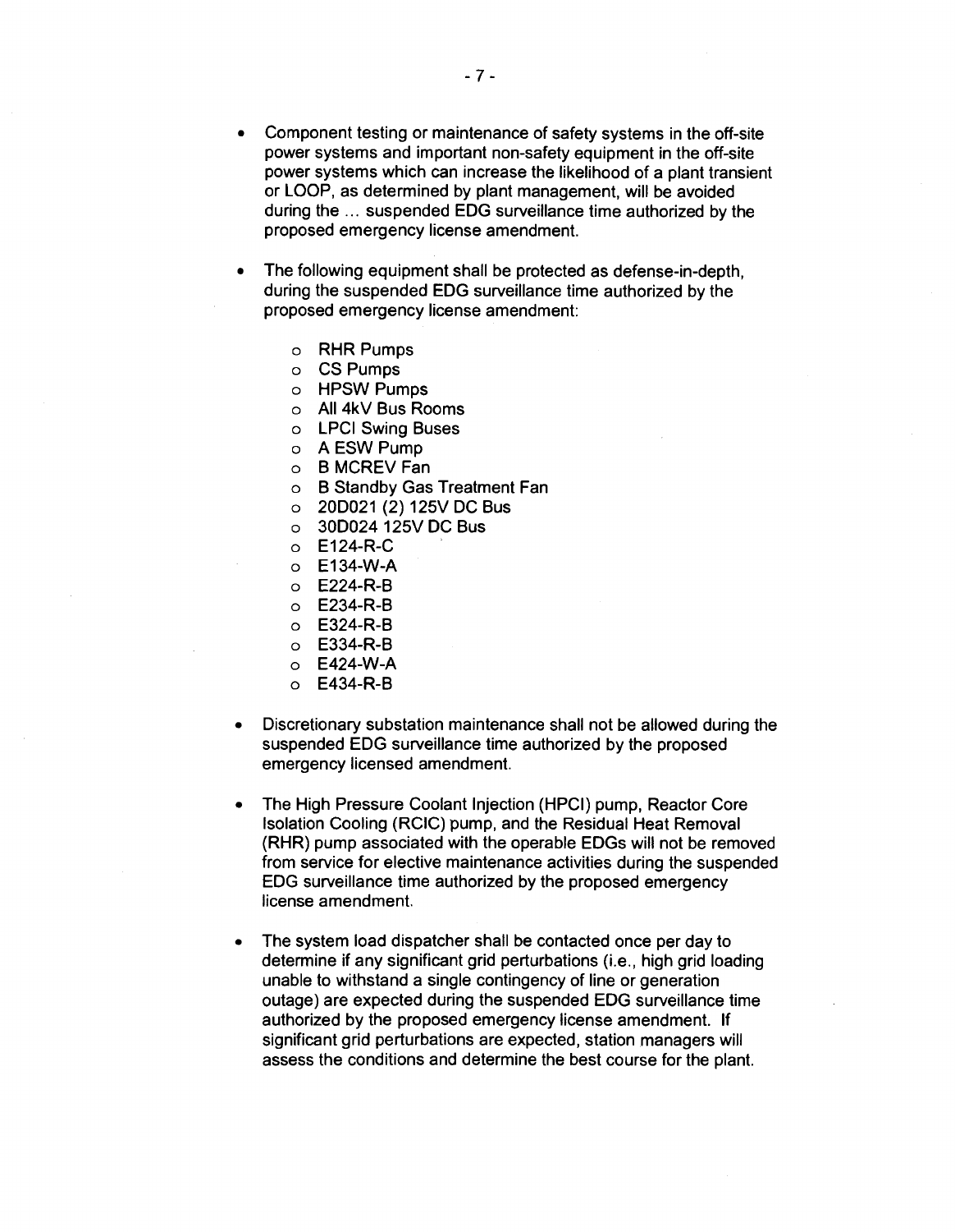- Component testing or maintenance of safety systems in the off-site power systems and important non-safety equipment in the off-site power systems which can increase the likelihood of a plant transient or LOOP, as determined by plant management, will be avoided during the ... suspended EDG surveillance time authorized by the proposed emergency license amendment.

- The following equipment shall be protected as defense-in-depth, during the suspended EDG surveillance time authorized by the proposed emergency license amendment:

  - RHR Pumps
  - CS Pumps
  - HPSW Pumps
  - All 4kV Bus Rooms
  - LPCI Swing Buses
  - A ESW Pump
  - B MCREV Fan
  - B Standby Gas Treatment Fan
  - 20D021 (2) 125V DC Bus
  - 30D024 125V DC Bus
  - E124-R-C
  - E134-W-A
  - E224-R-B
  - E234-R-B
  - E324-R-B
  - E334-R-B
  - E424-W-A
  - E434-R-B

- Discretionary substation maintenance shall not be allowed during the suspended EDG surveillance time authorized by the proposed emergency licensed amendment.

- The High Pressure Coolant Injection (HPCI) pump, Reactor Core Isolation Cooling (RCIC) pump, and the Residual Heat Removal (RHR) pump associated with the operable EDGs will not be removed from service for elective maintenance activities during the suspended EDG surveillance time authorized by the proposed emergency license amendment.

- The system load dispatcher shall be contacted once per day to determine if any significant grid perturbations (i.e., high grid loading unable to withstand a single contingency of line or generation outage) are expected during the suspended EDG surveillance time authorized by the proposed emergency license amendment. If significant grid perturbations are expected, station managers will assess the conditions and determine the best course for the plant.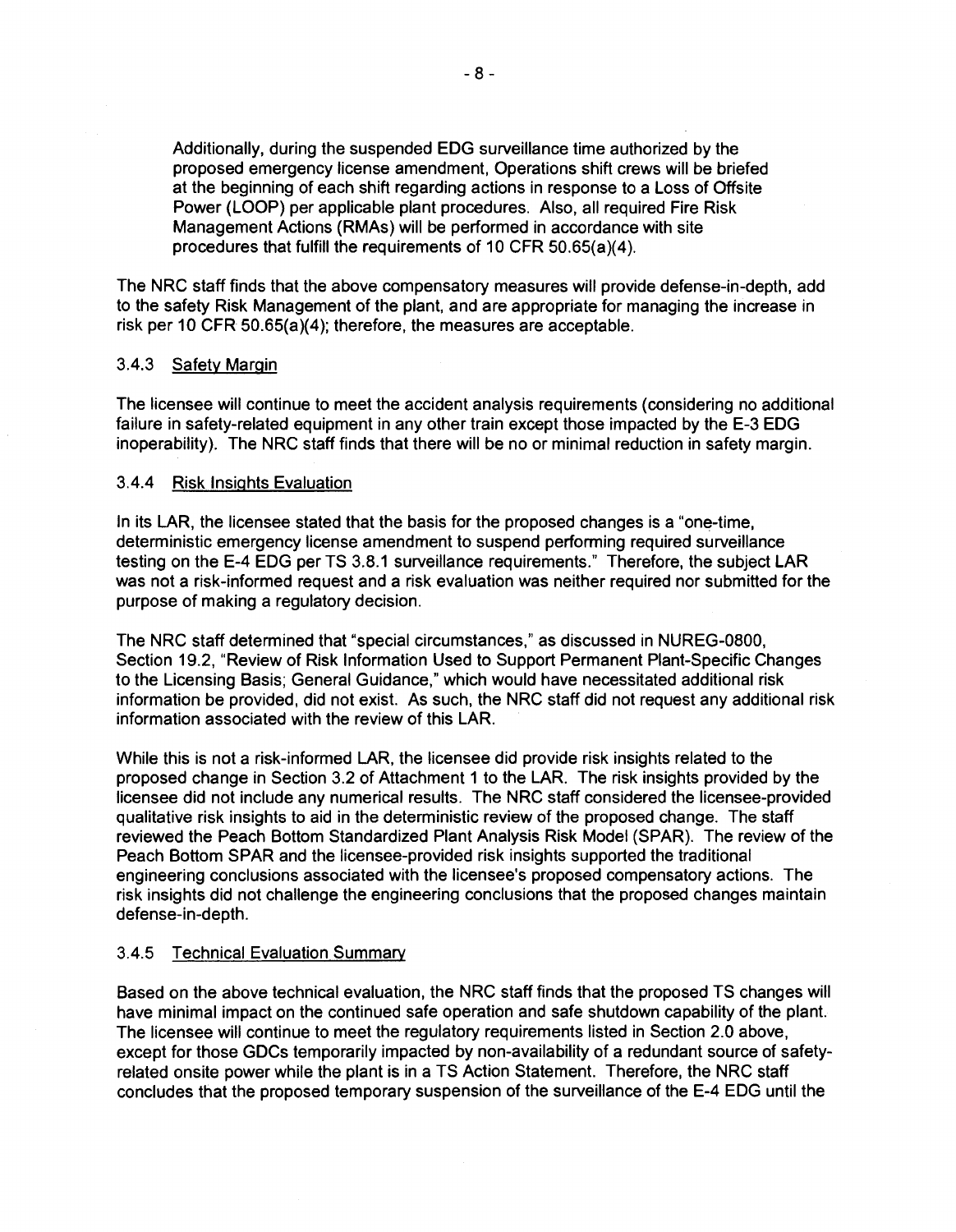Additionally, during the suspended EDG surveillance time authorized by the proposed emergency license amendment, Operations shift crews will be briefed at the beginning of each shift regarding actions in response to a Loss of Offsite Power (LOOP) per applicable plant procedures. Also, all required Fire Risk Management Actions (RMAs) will be performed in accordance with site procedures that fulfill the requirements of 10 CFR 50.65(a)(4).

The NRC staff finds that the above compensatory measures will provide defense-in-depth, add to the safety Risk Management of the plant, and are appropriate for managing the increase in risk per 10 CFR 50.65(a)(4); therefore, the measures are acceptable.

### 3.4.3 Safety Margin

The licensee will continue to meet the accident analysis requirements (considering no additional failure in safety-related equipment in any other train except those impacted by the E-3 EDG inoperability). The NRC staff finds that there will be no or minimal reduction in safety margin.

### 3.4.4 Risk Insights Evaluation

In its LAR, the licensee stated that the basis for the proposed changes is a "one-time, deterministic emergency license amendment to suspend performing required surveillance testing on the E-4 EDG per TS 3.8.1 surveillance requirements." Therefore, the subject LAR was not a risk-informed request and a risk evaluation was neither required nor submitted for the purpose of making a regulatory decision.

The NRC staff determined that "special circumstances," as discussed in NUREG-0800, Section 19.2, "Review of Risk Information Used to Support Permanent Plant-Specific Changes to the Licensing Basis; General Guidance," which would have necessitated additional risk information be provided, did not exist. As such, the NRC staff did not request any additional risk information associated with the review of this LAR.

While this is not a risk-informed LAR, the licensee did provide risk insights related to the proposed change in Section 3.2 of Attachment 1 to the LAR. The risk insights provided by the licensee did not include any numerical results. The NRC staff considered the licensee-provided qualitative risk insights to aid in the deterministic review of the proposed change. The staff reviewed the Peach Bottom Standardized Plant Analysis Risk Model (SPAR). The review of the Peach Bottom SPAR and the licensee-provided risk insights supported the traditional engineering conclusions associated with the licensee's proposed compensatory actions. The risk insights did not challenge the engineering conclusions that the proposed changes maintain defense-in-depth.

### 3.4.5 Technical Evaluation Summary

Based on the above technical evaluation, the NRC staff finds that the proposed TS changes will have minimal impact on the continued safe operation and safe shutdown capability of the plant. The licensee will continue to meet the regulatory requirements listed in Section 2.0 above, except for those GDCs temporarily impacted by non-availability of a redundant source of safety-related onsite power while the plant is in a TS Action Statement. Therefore, the NRC staff concludes that the proposed temporary suspension of the surveillance of the E-4 EDG until the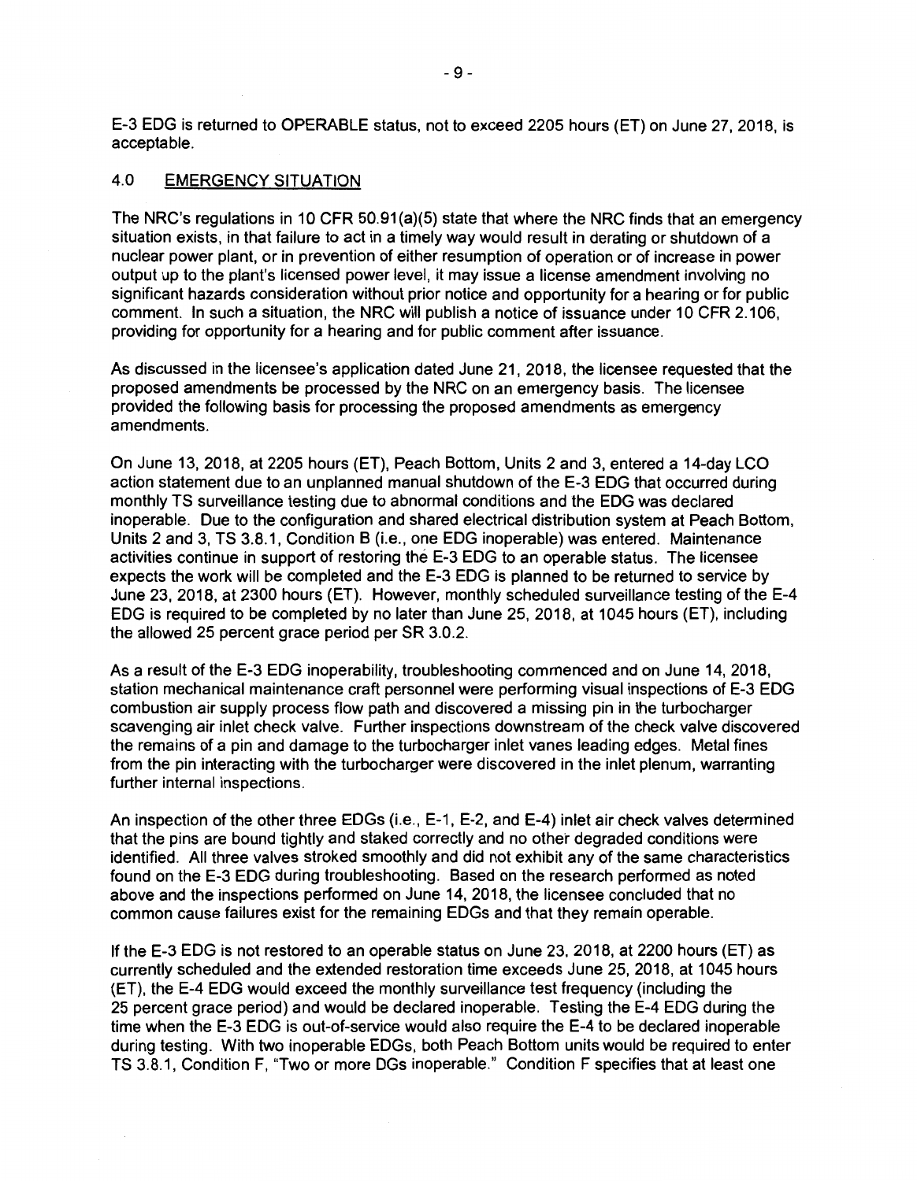E-3 EDG is returned to OPERABLE status, not to exceed 2205 hours (ET) on June 27, 2018, is acceptable.

## 4.0 EMERGENCY SITUATION

The NRC's regulations in 10 CFR 50.91(a)(5) state that where the NRC finds that an emergency situation exists, in that failure to act in a timely way would result in derating or shutdown of a nuclear power plant, or in prevention of either resumption of operation or of increase in power output up to the plant's licensed power level, it may issue a license amendment involving no significant hazards consideration without prior notice and opportunity for a hearing or for public comment. In such a situation, the NRC will publish a notice of issuance under 10 CFR 2.106, providing for opportunity for a hearing and for public comment after issuance.

As discussed in the licensee's application dated June 21, 2018, the licensee requested that the proposed amendments be processed by the NRC on an emergency basis. The licensee provided the following basis for processing the proposed amendments as emergency amendments.

On June 13, 2018, at 2205 hours (ET), Peach Bottom, Units 2 and 3, entered a 14-day LCO action statement due to an unplanned manual shutdown of the E-3 EDG that occurred during monthly TS surveillance testing due to abnormal conditions and the EDG was declared inoperable. Due to the configuration and shared electrical distribution system at Peach Bottom, Units 2 and 3, TS 3.8.1, Condition B (i.e., one EDG inoperable) was entered. Maintenance activities continue in support of restoring the E-3 EDG to an operable status. The licensee expects the work will be completed and the E-3 EDG is planned to be returned to service by June 23, 2018, at 2300 hours (ET). However, monthly scheduled surveillance testing of the E-4 EDG is required to be completed by no later than June 25, 2018, at 1045 hours (ET), including the allowed 25 percent grace period per SR 3.0.2.

As a result of the E-3 EDG inoperability, troubleshooting commenced and on June 14, 2018, station mechanical maintenance craft personnel were performing visual inspections of E-3 EDG combustion air supply process flow path and discovered a missing pin in the turbocharger scavenging air inlet check valve. Further inspections downstream of the check valve discovered the remains of a pin and damage to the turbocharger inlet vanes leading edges. Metal fines from the pin interacting with the turbocharger were discovered in the inlet plenum, warranting further internal inspections.

An inspection of the other three EDGs (i.e., E-1, E-2, and E-4) inlet air check valves determined that the pins are bound tightly and staked correctly and no other degraded conditions were identified. All three valves stroked smoothly and did not exhibit any of the same characteristics found on the E-3 EDG during troubleshooting. Based on the research performed as noted above and the inspections performed on June 14, 2018, the licensee concluded that no common cause failures exist for the remaining EDGs and that they remain operable.

If the E-3 EDG is not restored to an operable status on June 23, 2018, at 2200 hours (ET) as currently scheduled and the extended restoration time exceeds June 25, 2018, at 1045 hours (ET), the E-4 EDG would exceed the monthly surveillance test frequency (including the 25 percent grace period) and would be declared inoperable. Testing the E-4 EDG during the time when the E-3 EDG is out-of-service would also require the E-4 to be declared inoperable during testing. With two inoperable EDGs, both Peach Bottom units would be required to enter TS 3.8.1, Condition F, "Two or more DGs inoperable." Condition F specifies that at least one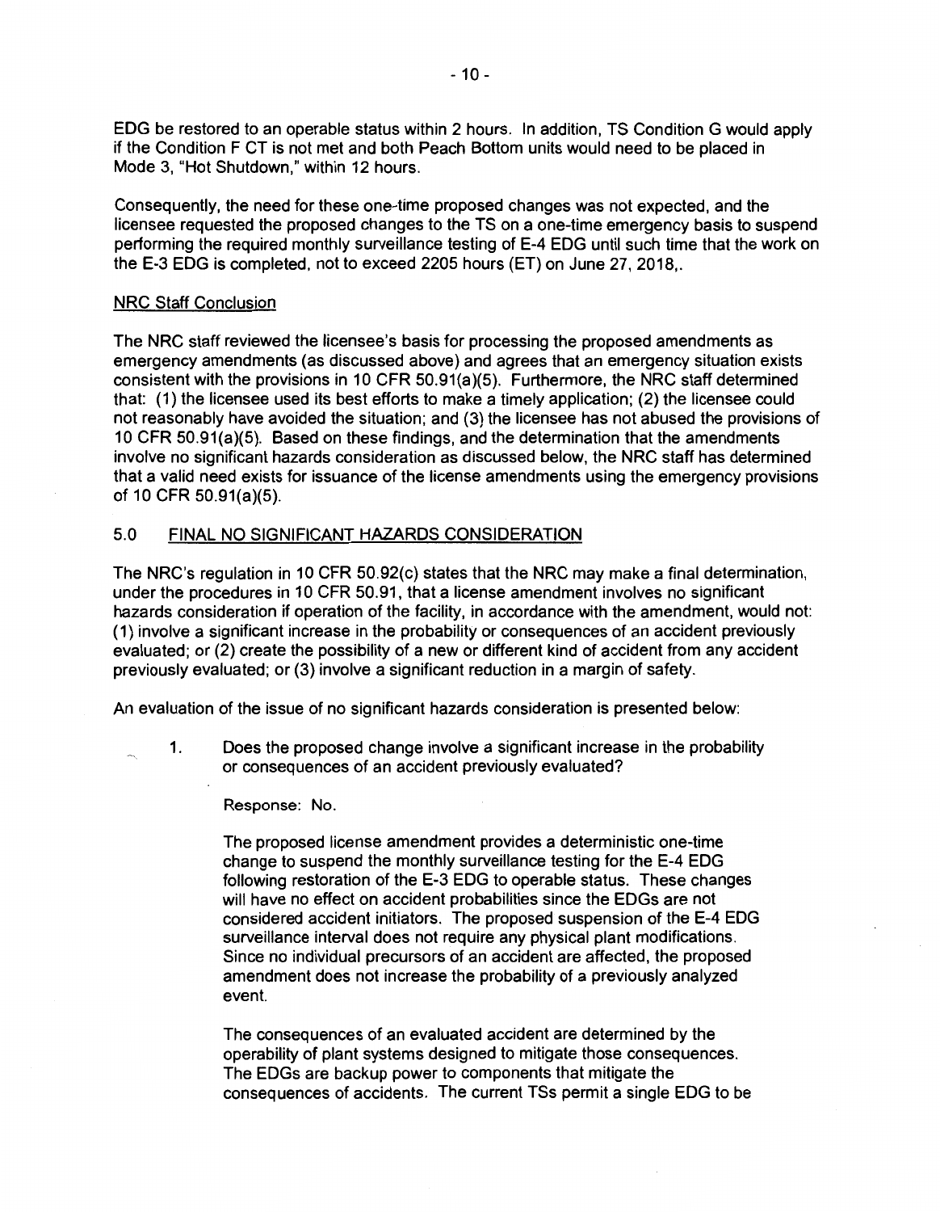EDG be restored to an operable status within 2 hours. In addition, TS Condition G would apply if the Condition F CT is not met and both Peach Bottom units would need to be placed in Mode 3, "Hot Shutdown," within 12 hours.

Consequently, the need for these one-time proposed changes was not expected, and the licensee requested the proposed changes to the TS on a one-time emergency basis to suspend performing the required monthly surveillance testing of E-4 EDG until such time that the work on the E-3 EDG is completed, not to exceed 2205 hours (ET) on June 27, 2018,.

NRC Staff Conclusion

The NRC staff reviewed the licensee's basis for processing the proposed amendments as emergency amendments (as discussed above) and agrees that an emergency situation exists consistent with the provisions in 10 CFR 50.91(a)(5). Furthermore, the NRC staff determined that: (1) the licensee used its best efforts to make a timely application; (2) the licensee could not reasonably have avoided the situation; and (3) the licensee has not abused the provisions of 10 CFR 50.91(a)(5). Based on these findings, and the determination that the amendments involve no significant hazards consideration as discussed below, the NRC staff has determined that a valid need exists for issuance of the license amendments using the emergency provisions of 10 CFR 50.91(a)(5).

## 5.0 FINAL NO SIGNIFICANT HAZARDS CONSIDERATION

The NRC's regulation in 10 CFR 50.92(c) states that the NRC may make a final determination, under the procedures in 10 CFR 50.91, that a license amendment involves no significant hazards consideration if operation of the facility, in accordance with the amendment, would not: (1) involve a significant increase in the probability or consequences of an accident previously evaluated; or (2) create the possibility of a new or different kind of accident from any accident previously evaluated; or (3) involve a significant reduction in a margin of safety.

An evaluation of the issue of no significant hazards consideration is presented below:

1. Does the proposed change involve a significant increase in the probability or consequences of an accident previously evaluated?

   Response: No.

   The proposed license amendment provides a deterministic one-time change to suspend the monthly surveillance testing for the E-4 EDG following restoration of the E-3 EDG to operable status. These changes will have no effect on accident probabilities since the EDGs are not considered accident initiators. The proposed suspension of the E-4 EDG surveillance interval does not require any physical plant modifications. Since no individual precursors of an accident are affected, the proposed amendment does not increase the probability of a previously analyzed event.

   The consequences of an evaluated accident are determined by the operability of plant systems designed to mitigate those consequences. The EDGs are backup power to components that mitigate the consequences of accidents. The current TSs permit a single EDG to be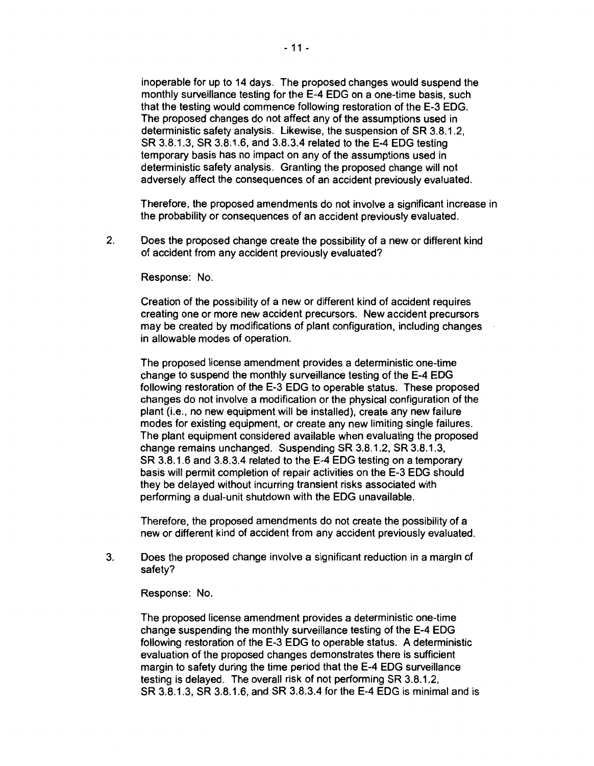inoperable for up to 14 days. The proposed changes would suspend the monthly surveillance testing for the E-4 EDG on a one-time basis, such that the testing would commence following restoration of the E-3 EDG. The proposed changes do not affect any of the assumptions used in deterministic safety analysis. Likewise, the suspension of SR 3.8.1.2, SR 3.8.1.3, SR 3.8.1.6, and 3.8.3.4 related to the E-4 EDG testing temporary basis has no impact on any of the assumptions used in deterministic safety analysis. Granting the proposed change will not adversely affect the consequences of an accident previously evaluated.

Therefore, the proposed amendments do not involve a significant increase in the probability or consequences of an accident previously evaluated.

2. Does the proposed change create the possibility of a new or different kind of accident from any accident previously evaluated?

   Response: No.

   Creation of the possibility of a new or different kind of accident requires creating one or more new accident precursors. New accident precursors may be created by modifications of plant configuration, including changes in allowable modes of operation.

   The proposed license amendment provides a deterministic one-time change to suspend the monthly surveillance testing of the E-4 EDG following restoration of the E-3 EDG to operable status. These proposed changes do not involve a modification or the physical configuration of the plant (i.e., no new equipment will be installed), create any new failure modes for existing equipment, or create any new limiting single failures. The plant equipment considered available when evaluating the proposed change remains unchanged. Suspending SR 3.8.1.2, SR 3.8.1.3, SR 3.8.1.6 and 3.8.3.4 related to the E-4 EDG testing on a temporary basis will permit completion of repair activities on the E-3 EDG should they be delayed without incurring transient risks associated with performing a dual-unit shutdown with the EDG unavailable.

   Therefore, the proposed amendments do not create the possibility of a new or different kind of accident from any accident previously evaluated.

3. Does the proposed change involve a significant reduction in a margin of safety?

   Response: No.

   The proposed license amendment provides a deterministic one-time change suspending the monthly surveillance testing of the E-4 EDG following restoration of the E-3 EDG to operable status. A deterministic evaluation of the proposed changes demonstrates there is sufficient margin to safety during the time period that the E-4 EDG surveillance testing is delayed. The overall risk of not performing SR 3.8.1.2, SR 3.8.1.3, SR 3.8.1.6, and SR 3.8.3.4 for the E-4 EDG is minimal and is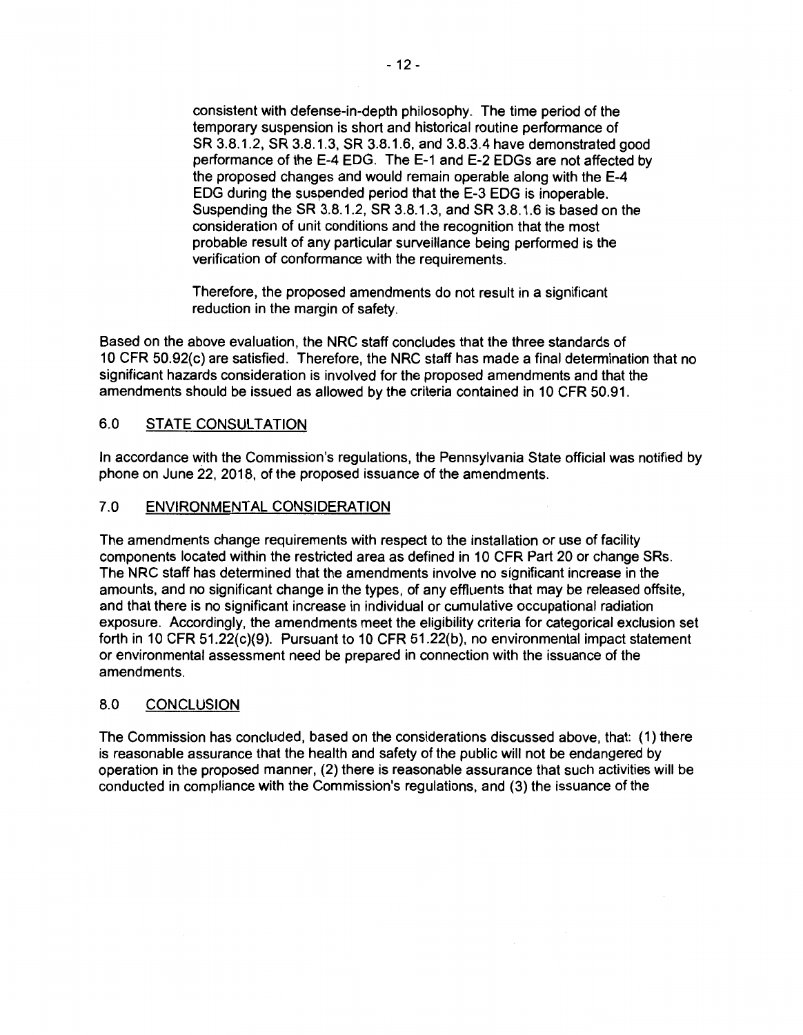consistent with defense-in-depth philosophy. The time period of the temporary suspension is short and historical routine performance of SR 3.8.1.2, SR 3.8.1.3, SR 3.8.1.6, and 3.8.3.4 have demonstrated good performance of the E-4 EDG. The E-1 and E-2 EDGs are not affected by the proposed changes and would remain operable along with the E-4 EDG during the suspended period that the E-3 EDG is inoperable. Suspending the SR 3.8.1.2, SR 3.8.1.3, and SR 3.8.1.6 is based on the consideration of unit conditions and the recognition that the most probable result of any particular surveillance being performed is the verification of conformance with the requirements.

> Therefore, the proposed amendments do not result in a significant reduction in the margin of safety.

Based on the above evaluation, the NRC staff concludes that the three standards of 10 CFR 50.92(c) are satisfied. Therefore, the NRC staff has made a final determination that no significant hazards consideration is involved for the proposed amendments and that the amendments should be issued as allowed by the criteria contained in 10 CFR 50.91.

## 6.0 STATE CONSULTATION

In accordance with the Commission's regulations, the Pennsylvania State official was notified by phone on June 22, 2018, of the proposed issuance of the amendments.

## 7.0 ENVIRONMENTAL CONSIDERATION

The amendments change requirements with respect to the installation or use of facility components located within the restricted area as defined in 10 CFR Part 20 or change SRs. The NRC staff has determined that the amendments involve no significant increase in the amounts, and no significant change in the types, of any effluents that may be released offsite, and that there is no significant increase in individual or cumulative occupational radiation exposure. Accordingly, the amendments meet the eligibility criteria for categorical exclusion set forth in 10 CFR 51.22(c)(9). Pursuant to 10 CFR 51.22(b), no environmental impact statement or environmental assessment need be prepared in connection with the issuance of the amendments.

## 8.0 CONCLUSION

The Commission has concluded, based on the considerations discussed above, that: (1) there is reasonable assurance that the health and safety of the public will not be endangered by operation in the proposed manner, (2) there is reasonable assurance that such activities will be conducted in compliance with the Commission's regulations, and (3) the issuance of the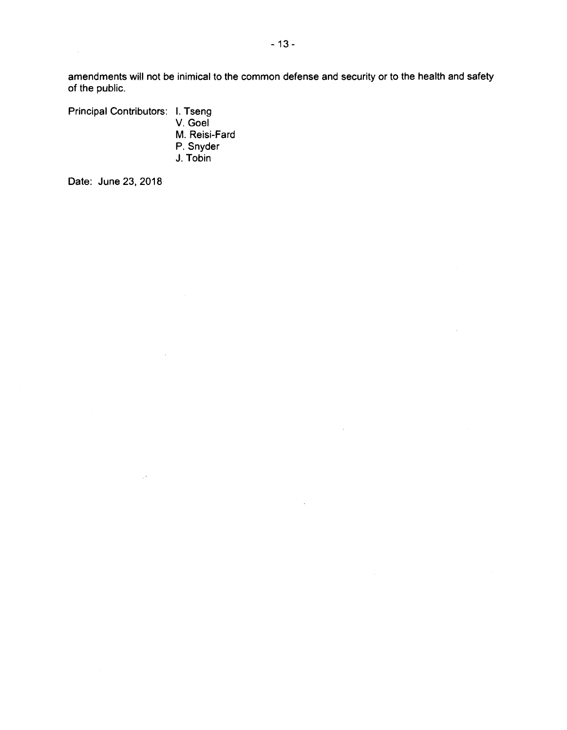amendments will not be inimical to the common defense and security or to the health and safety of the public.

Principal Contributors: I. Tseng
V. Goel
M. Reisi-Fard
P. Snyder
J. Tobin

Date: June 23, 2018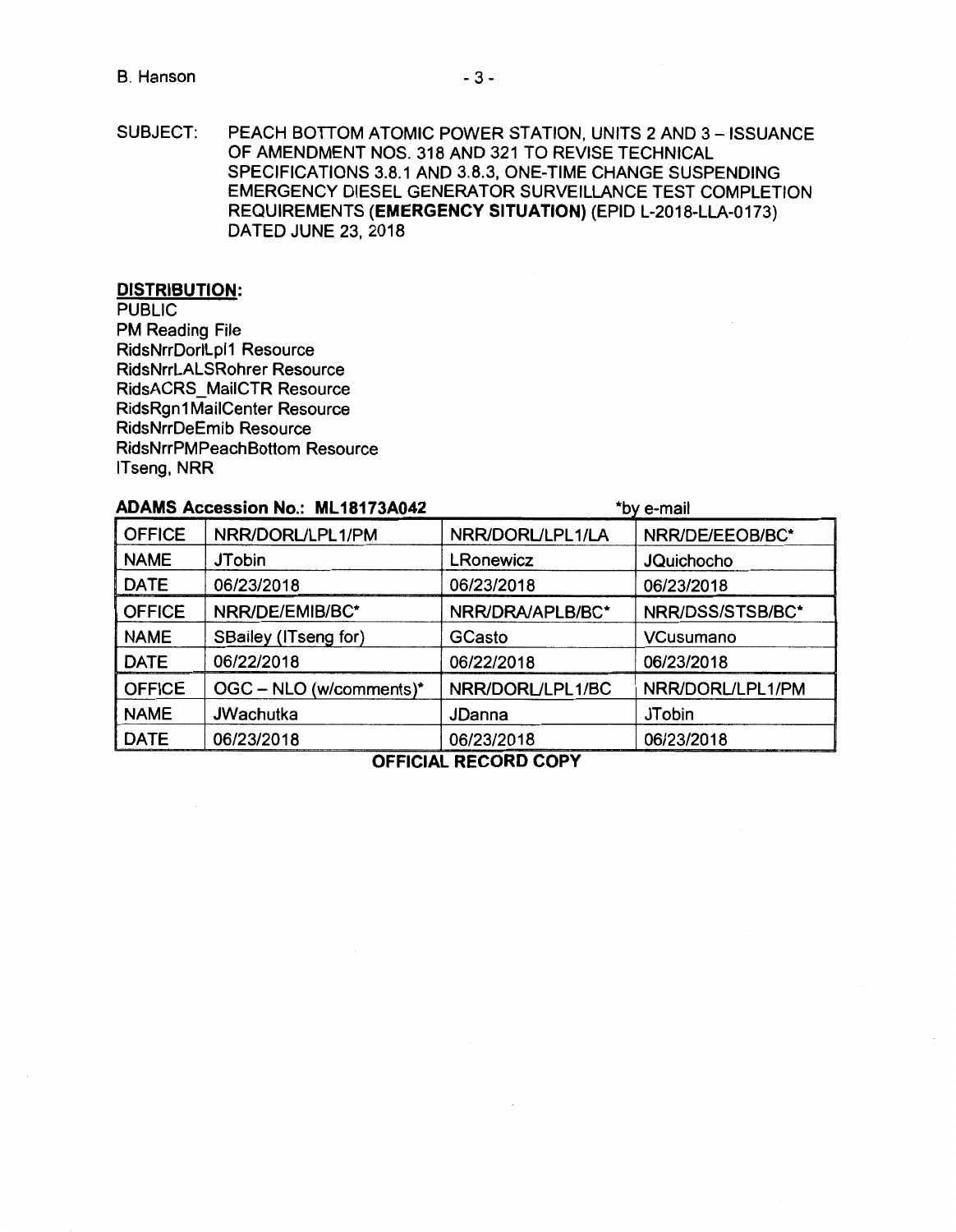SUBJECT: PEACH BOTTOM ATOMIC POWER STATION, UNITS 2 AND 3 – ISSUANCE OF AMENDMENT NOS. 318 AND 321 TO REVISE TECHNICAL SPECIFICATIONS 3.8.1 AND 3.8.3, ONE-TIME CHANGE SUSPENDING EMERGENCY DIESEL GENERATOR SURVEILLANCE TEST COMPLETION REQUIREMENTS (**EMERGENCY SITUATION**) (EPID L-2018-LLA-0173) DATED JUNE 23, 2018

**DISTRIBUTION:**

PUBLIC
PM Reading File
RidsNrrDorlLpl1 Resource
RidsNrrLALSRohrer Resource
RidsACRS_MailCTR Resource
RidsRgn1MailCenter Resource
RidsNrrDeEmib Resource
RidsNrrPMPeachBottom Resource
ITseng, NRR

**ADAMS Accession No.: ML18173A042** *by e-mail

| | | | |
|---|---|---|---|
| OFFICE | NRR/DORL/LPL1/PM | NRR/DORL/LPL1/LA | NRR/DE/EEOB/BC* |
| NAME | JTobin | LRonewicz | JQuichocho |
| DATE | 06/23/2018 | 06/23/2018 | 06/23/2018 |
| OFFICE | NRR/DE/EMIB/BC* | NRR/DRA/APLB/BC* | NRR/DSS/STSB/BC* |
| NAME | SBailey (ITseng for) | GCasto | VCusumano |
| DATE | 06/22/2018 | 06/22/2018 | 06/23/2018 |
| OFFICE | OGC – NLO (w/comments)* | NRR/DORL/LPL1/BC | NRR/DORL/LPL1/PM |
| NAME | JWachutka | JDanna | JTobin |
| DATE | 06/23/2018 | 06/23/2018 | 06/23/2018 |

**OFFICIAL RECORD COPY**